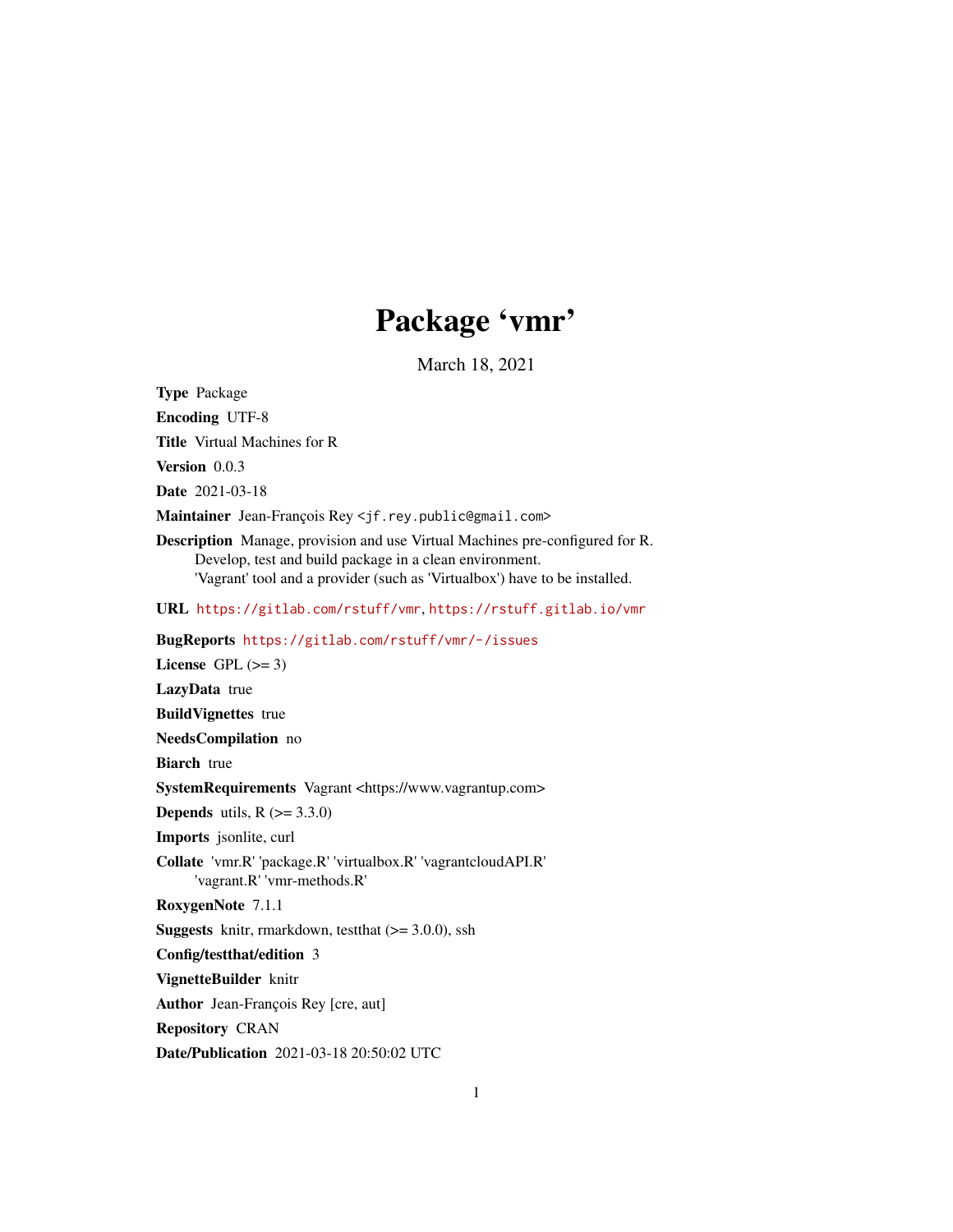# Package 'vmr'

March 18, 2021

**Type** Package

**Encoding** UTF-8

**Title** Virtual Machines for R

**Version** 0.0.3

**Date** 2021-03-18

**Maintainer** Jean-François Rey <jf.rey.public@gmail.com>

**Description** Manage, provision and use Virtual Machines pre-configured for R.
Develop, test and build package in a clean environment.
'Vagrant' tool and a provider (such as 'Virtualbox') have to be installed.

**URL** https://gitlab.com/rstuff/vmr, https://rstuff.gitlab.io/vmr

**BugReports** https://gitlab.com/rstuff/vmr/-/issues

**License** GPL (>= 3)

**LazyData** true

**BuildVignettes** true

**NeedsCompilation** no

**Biarch** true

**SystemRequirements** Vagrant <https://www.vagrantup.com>

**Depends** utils, R (>= 3.3.0)

**Imports** jsonlite, curl

**Collate** 'vmr.R' 'package.R' 'virtualbox.R' 'vagrantcloudAPI.R'
'vagrant.R' 'vmr-methods.R'

**RoxygenNote** 7.1.1

**Suggests** knitr, rmarkdown, testthat (>= 3.0.0), ssh

**Config/testthat/edition** 3

**VignetteBuilder** knitr

**Author** Jean-François Rey [cre, aut]

**Repository** CRAN

**Date/Publication** 2021-03-18 20:50:02 UTC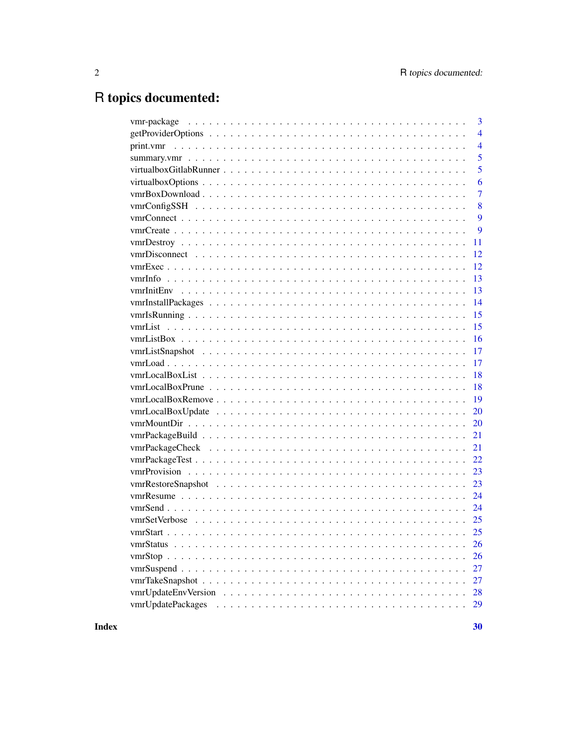# R topics documented:

| | |
|---|---|
| vmr-package | 3 |
| getProviderOptions | 4 |
| print.vmr | 4 |
| summary.vmr | 5 |
| virtualboxGitlabRunner | 5 |
| virtualboxOptions | 6 |
| vmrBoxDownload | 7 |
| vmrConfigSSH | 8 |
| vmrConnect | 9 |
| vmrCreate | 9 |
| vmrDestroy | 11 |
| vmrDisconnect | 12 |
| vmrExec | 12 |
| vmrInfo | 13 |
| vmrInitEnv | 13 |
| vmrInstallPackages | 14 |
| vmrIsRunning | 15 |
| vmrList | 15 |
| vmrListBox | 16 |
| vmrListSnapshot | 17 |
| vmrLoad | 17 |
| vmrLocalBoxList | 18 |
| vmrLocalBoxPrune | 18 |
| vmrLocalBoxRemove | 19 |
| vmrLocalBoxUpdate | 20 |
| vmrMountDir | 20 |
| vmrPackageBuild | 21 |
| vmrPackageCheck | 21 |
| vmrPackageTest | 22 |
| vmrProvision | 23 |
| vmrRestoreSnapshot | 23 |
| vmrResume | 24 |
| vmrSend | 24 |
| vmrSetVerbose | 25 |
| vmrStart | 25 |
| vmrStatus | 26 |
| vmrStop | 26 |
| vmrSuspend | 27 |
| vmrTakeSnapshot | 27 |
| vmrUpdateEnvVersion | 28 |
| vmrUpdatePackages | 29 |

**Index** **30**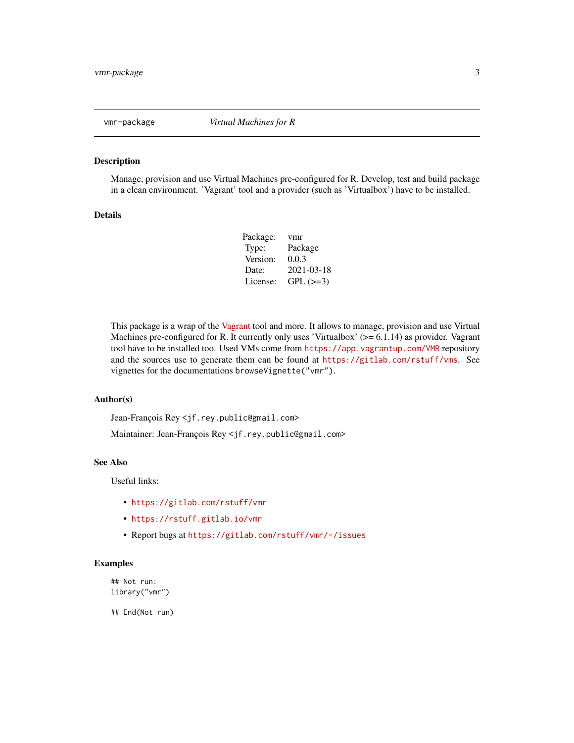vmr-package *Virtual Machines for R*

## Description

Manage, provision and use Virtual Machines pre-configured for R. Develop, test and build package in a clean environment. 'Vagrant' tool and a provider (such as 'Virtualbox') have to be installed.

## Details

| | |
|---|---|
| Package: | vmr |
| Type: | Package |
| Version: | 0.0.3 |
| Date: | 2021-03-18 |
| License: | GPL (>=3) |

This package is a wrap of the Vagrant tool and more. It allows to manage, provision and use Virtual Machines pre-configured for R. It currently only uses 'Virtualbox' (>= 6.1.14) as provider. Vagrant tool have to be installed too. Used VMs come from `https://app.vagrantup.com/VMR` repository and the sources use to generate them can be found at `https://gitlab.com/rstuff/vms`. See vignettes for the documentations `browseVignette("vmr")`.

## Author(s)

Jean-François Rey <jf.rey.public@gmail.com>

Maintainer: Jean-François Rey <jf.rey.public@gmail.com>

## See Also

Useful links:

- `https://gitlab.com/rstuff/vmr`
- `https://rstuff.gitlab.io/vmr`
- Report bugs at `https://gitlab.com/rstuff/vmr/-/issues`

## Examples

```
## Not run:
library("vmr")

## End(Not run)
```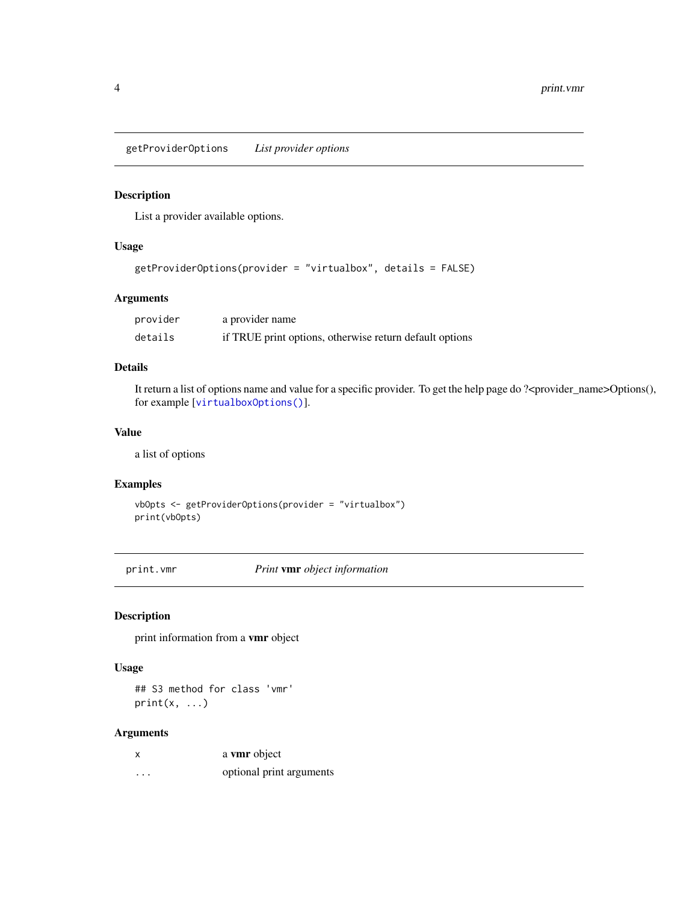## getProviderOptions    *List provider options*

### Description

List a provider available options.

### Usage

```
getProviderOptions(provider = "virtualbox", details = FALSE)
```

### Arguments

| | |
|---|---|
| provider | a provider name |
| details | if TRUE print options, otherwise return default options |

### Details

It return a list of options name and value for a specific provider. To get the help page do ?<provider_name>Options(), for example [virtualboxOptions()].

### Value

a list of options

### Examples

```
vbOpts <- getProviderOptions(provider = "virtualbox")
print(vbOpts)
```

## print.vmr    *Print* **vmr** *object information*

### Description

print information from a **vmr** object

### Usage

```
## S3 method for class 'vmr'
print(x, ...)
```

### Arguments

| | |
|---|---|
| x | a **vmr** object |
| ... | optional print arguments |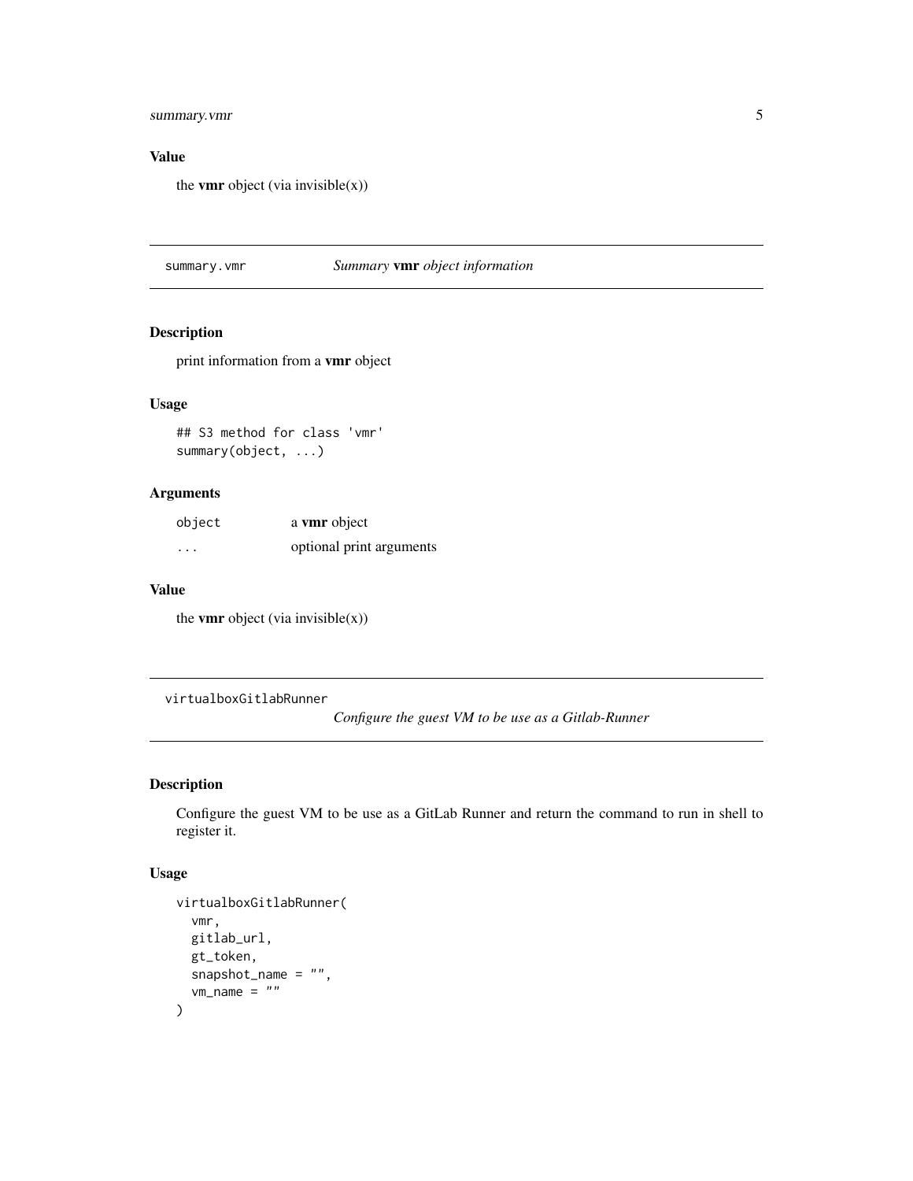### Value

the **vmr** object (via invisible(x))

---

## summary.vmr — *Summary* **vmr** *object information*

### Description

print information from a **vmr** object

### Usage

```
## S3 method for class 'vmr'
summary(object, ...)
```

### Arguments

| | |
|---|---|
| object | a **vmr** object |
| ... | optional print arguments |

### Value

the **vmr** object (via invisible(x))

---

## virtualboxGitlabRunner — *Configure the guest VM to be use as a Gitlab-Runner*

### Description

Configure the guest VM to be use as a GitLab Runner and return the command to run in shell to register it.

### Usage

```
virtualboxGitlabRunner(
  vmr,
  gitlab_url,
  gt_token,
  snapshot_name = "",
  vm_name = ""
)
```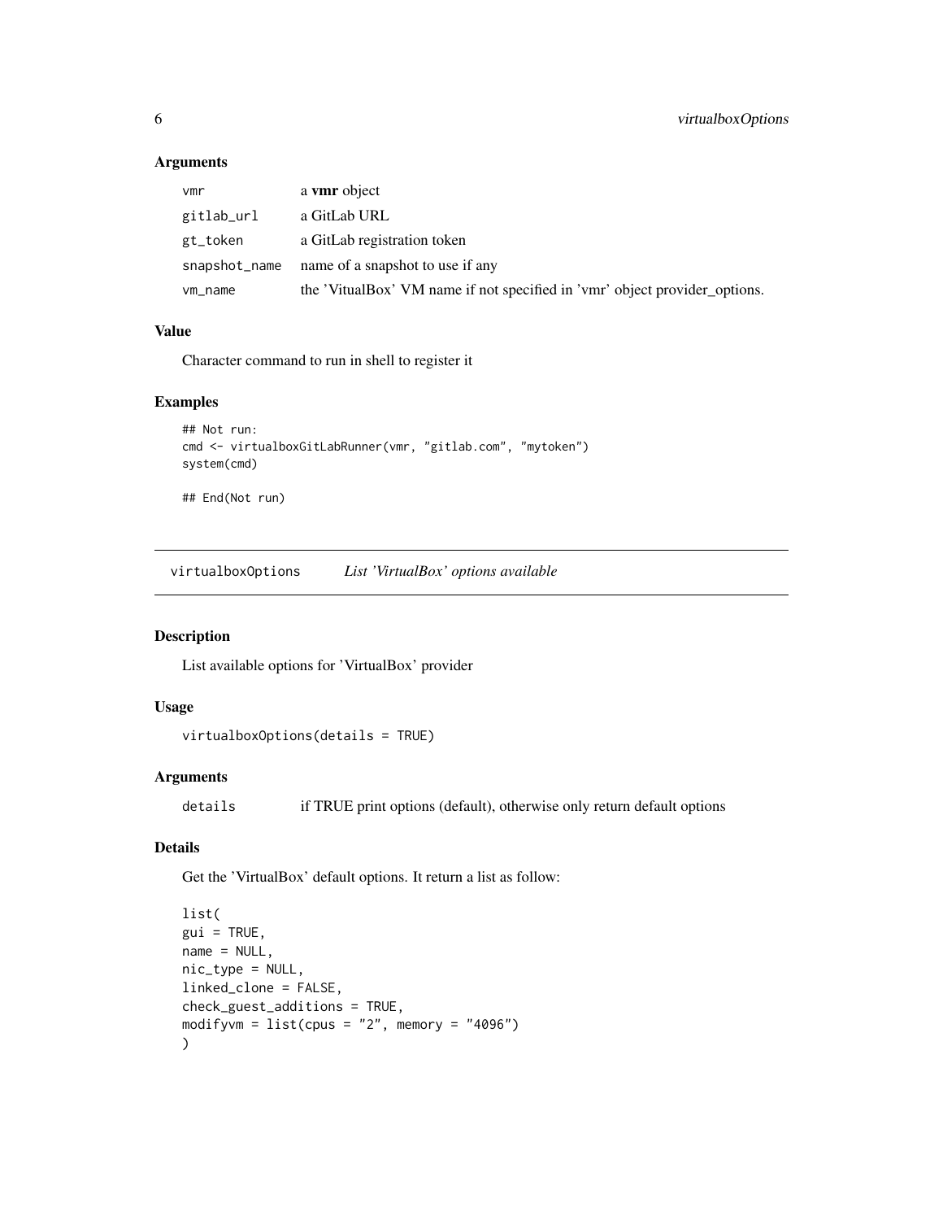### Arguments

| | |
|---|---|
| vmr | a **vmr** object |
| gitlab_url | a GitLab URL |
| gt_token | a GitLab registration token |
| snapshot_name | name of a snapshot to use if any |
| vm_name | the 'VitualBox' VM name if not specified in 'vmr' object provider_options. |

### Value

Character command to run in shell to register it

### Examples

```
## Not run:
cmd <- virtualboxGitLabRunner(vmr, "gitlab.com", "mytoken")
system(cmd)

## End(Not run)
```

---

## virtualboxOptions *List 'VirtualBox' options available*

### Description

List available options for 'VirtualBox' provider

### Usage

```
virtualboxOptions(details = TRUE)
```

### Arguments

| | |
|---|---|
| details | if TRUE print options (default), otherwise only return default options |

### Details

Get the 'VirtualBox' default options. It return a list as follow:

```
list(
gui = TRUE,
name = NULL,
nic_type = NULL,
linked_clone = FALSE,
check_guest_additions = TRUE,
modifyvm = list(cpus = "2", memory = "4096")
)
```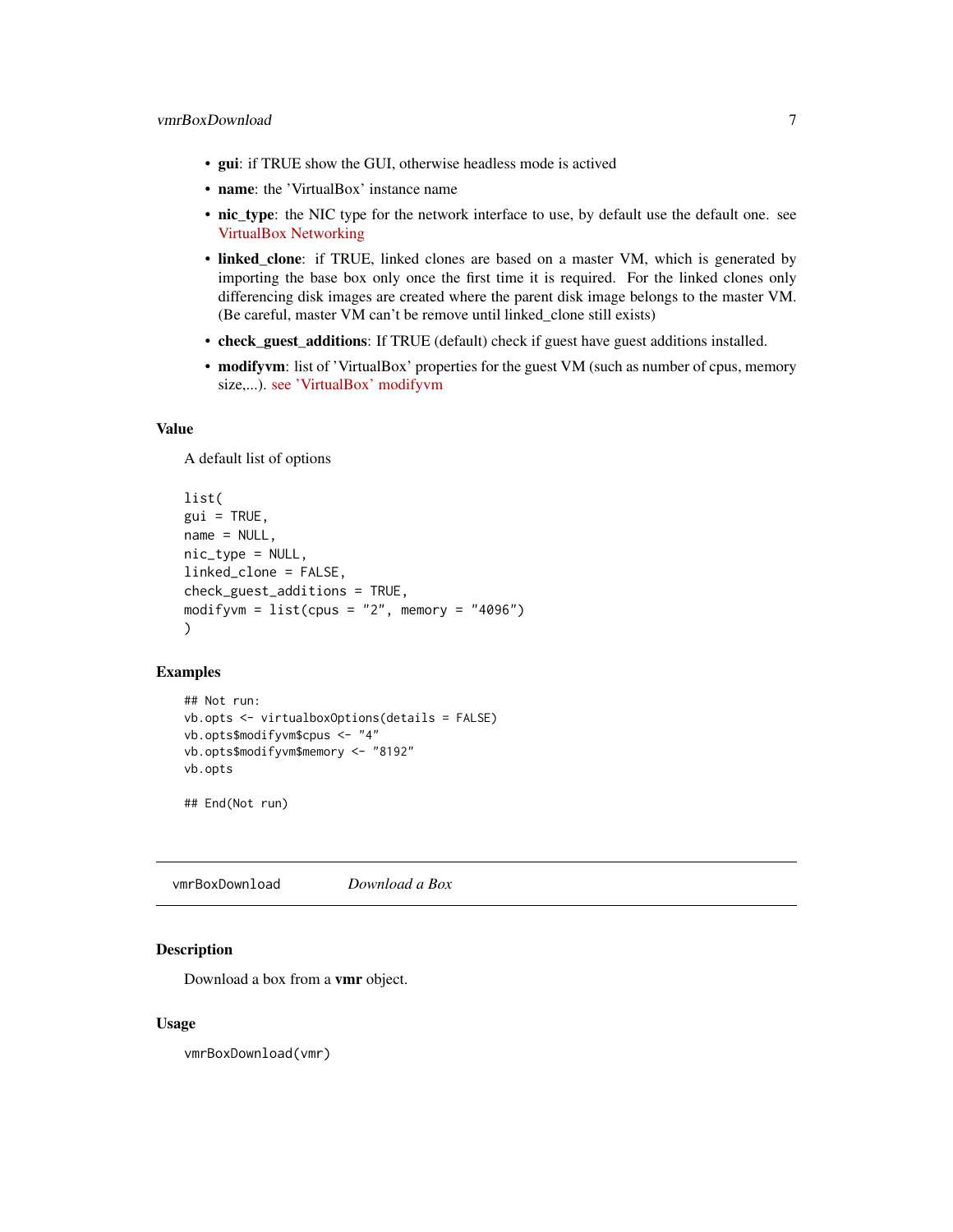- **gui**: if TRUE show the GUI, otherwise headless mode is actived
- **name**: the 'VirtualBox' instance name
- **nic_type**: the NIC type for the network interface to use, by default use the default one. see VirtualBox Networking
- **linked_clone**: if TRUE, linked clones are based on a master VM, which is generated by importing the base box only once the first time it is required. For the linked clones only differencing disk images are created where the parent disk image belongs to the master VM. (Be careful, master VM can't be remove until linked_clone still exists)
- **check_guest_additions**: If TRUE (default) check if guest have guest additions installed.
- **modifyvm**: list of 'VirtualBox' properties for the guest VM (such as number of cpus, memory size,...). see 'VirtualBox' modifyvm

## Value

A default list of options

```
list(
gui = TRUE,
name = NULL,
nic_type = NULL,
linked_clone = FALSE,
check_guest_additions = TRUE,
modifyvm = list(cpus = "2", memory = "4096")
)
```

## Examples

```
## Not run:
vb.opts <- virtualboxOptions(details = FALSE)
vb.opts$modifyvm$cpus <- "4"
vb.opts$modifyvm$memory <- "8192"
vb.opts

## End(Not run)
```

---

# vmrBoxDownload *Download a Box*

## Description

Download a box from a **vmr** object.

## Usage

```
vmrBoxDownload(vmr)
```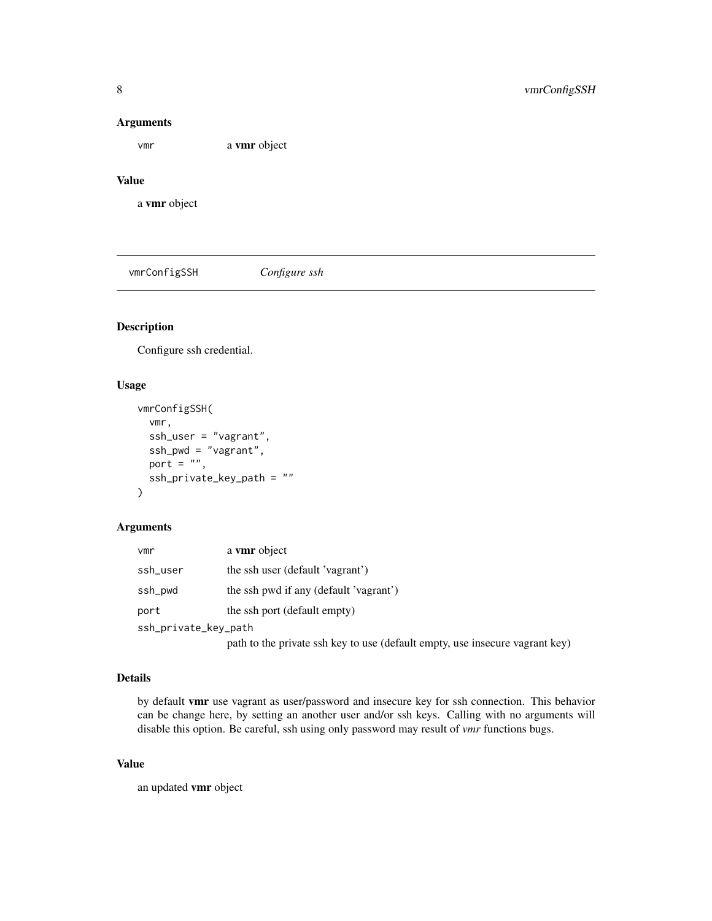### Arguments

| | |
|---|---|
| vmr | a **vmr** object |

### Value

a **vmr** object

---

## vmrConfigSSH *Configure ssh*

### Description

Configure ssh credential.

### Usage

```
vmrConfigSSH(
  vmr,
  ssh_user = "vagrant",
  ssh_pwd = "vagrant",
  port = "",
  ssh_private_key_path = ""
)
```

### Arguments

| | |
|---|---|
| vmr | a **vmr** object |
| ssh_user | the ssh user (default 'vagrant') |
| ssh_pwd | the ssh pwd if any (default 'vagrant') |
| port | the ssh port (default empty) |
| ssh_private_key_path | path to the private ssh key to use (default empty, use insecure vagrant key) |

### Details

by default **vmr** use vagrant as user/password and insecure key for ssh connection. This behavior can be change here, by setting an another user and/or ssh keys. Calling with no arguments will disable this option. Be careful, ssh using only password may result of *vmr* functions bugs.

### Value

an updated **vmr** object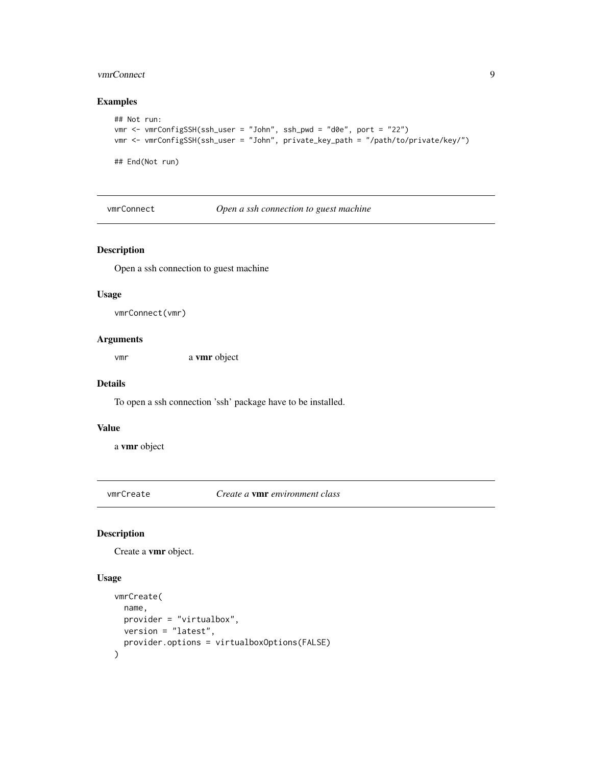### Examples

```
## Not run:
vmr <- vmrConfigSSH(ssh_user = "John", ssh_pwd = "d0e", port = "22")
vmr <- vmrConfigSSH(ssh_user = "John", private_key_path = "/path/to/private/key/")

## End(Not run)
```

---

## vmrConnect *Open a ssh connection to guest machine*

### Description

Open a ssh connection to guest machine

### Usage

```
vmrConnect(vmr)
```

### Arguments

| | |
|---|---|
| vmr | a **vmr** object |

### Details

To open a ssh connection 'ssh' package have to be installed.

### Value

a **vmr** object

---

## vmrCreate *Create a* **vmr** *environment class*

### Description

Create a **vmr** object.

### Usage

```
vmrCreate(
  name,
  provider = "virtualbox",
  version = "latest",
  provider.options = virtualboxOptions(FALSE)
)
```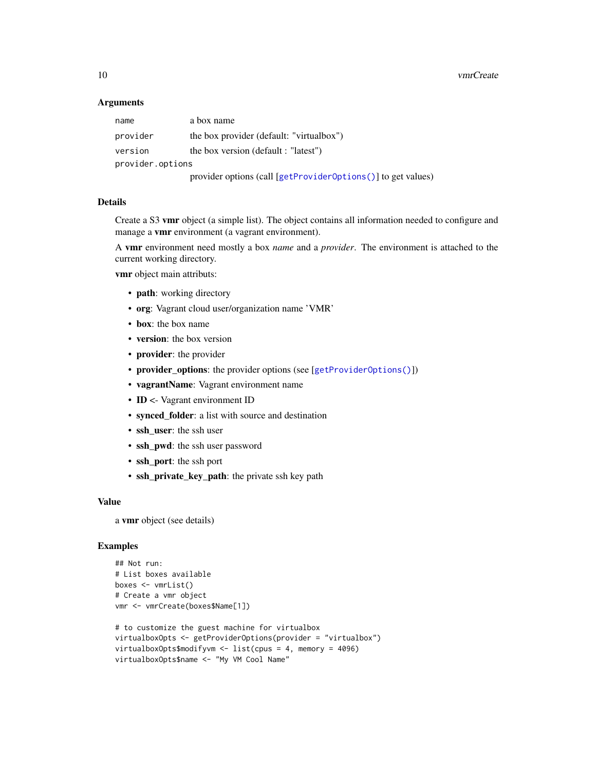### Arguments

| | |
|---|---|
| `name` | a box name |
| `provider` | the box provider (default: "virtualbox") |
| `version` | the box version (default : "latest") |
| `provider.options` | provider options (call [`getProviderOptions()`] to get values) |

### Details

Create a S3 **vmr** object (a simple list). The object contains all information needed to configure and manage a **vmr** environment (a vagrant environment).

A **vmr** environment need mostly a box *name* and a *provider*. The environment is attached to the current working directory.

**vmr** object main attributs:

- **path**: working directory
- **org**: Vagrant cloud user/organization name 'VMR'
- **box**: the box name
- **version**: the box version
- **provider**: the provider
- **provider_options**: the provider options (see [`getProviderOptions()`])
- **vagrantName**: Vagrant environment name
- **ID** <- Vagrant environment ID
- **synced_folder**: a list with source and destination
- **ssh_user**: the ssh user
- **ssh_pwd**: the ssh user password
- **ssh_port**: the ssh port
- **ssh_private_key_path**: the private ssh key path

### Value

a **vmr** object (see details)

### Examples

```
## Not run:
# List boxes available
boxes <- vmrList()
# Create a vmr object
vmr <- vmrCreate(boxes$Name[1])

# to customize the guest machine for virtualbox
virtualboxOpts <- getProviderOptions(provider = "virtualbox")
virtualboxOpts$modifyvm <- list(cpus = 4, memory = 4096)
virtualboxOpts$name <- "My VM Cool Name"
```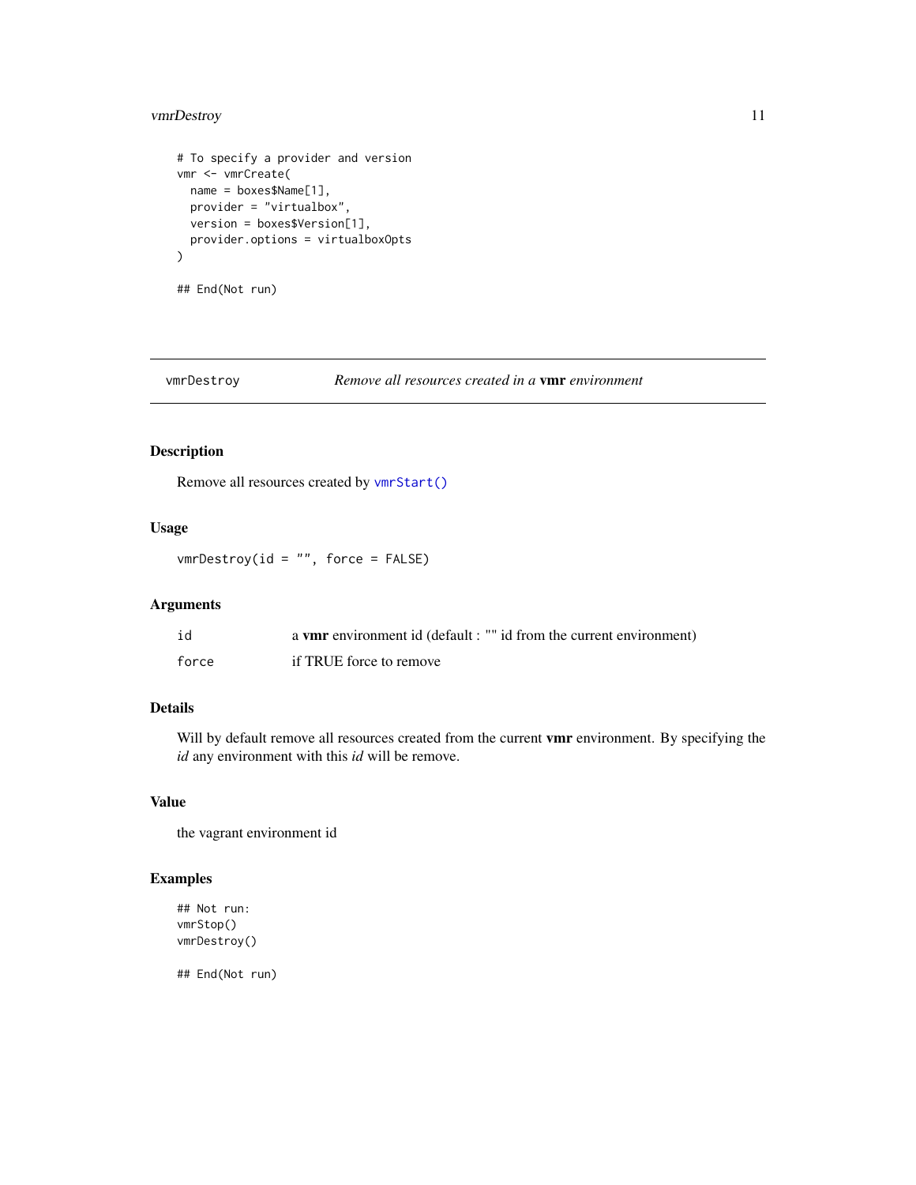```
# To specify a provider and version
vmr <- vmrCreate(
  name = boxes$Name[1],
  provider = "virtualbox",
  version = boxes$Version[1],
  provider.options = virtualboxOpts
)

## End(Not run)
```

## vmrDestroy — *Remove all resources created in a* **vmr** *environment*

### Description

Remove all resources created by `vmrStart()`

### Usage

```
vmrDestroy(id = "", force = FALSE)
```

### Arguments

| | |
|---|---|
| `id` | a **vmr** environment id (default : "" id from the current environment) |
| `force` | if TRUE force to remove |

### Details

Will by default remove all resources created from the current **vmr** environment. By specifying the *id* any environment with this *id* will be remove.

### Value

the vagrant environment id

### Examples

```
## Not run:
vmrStop()
vmrDestroy()

## End(Not run)
```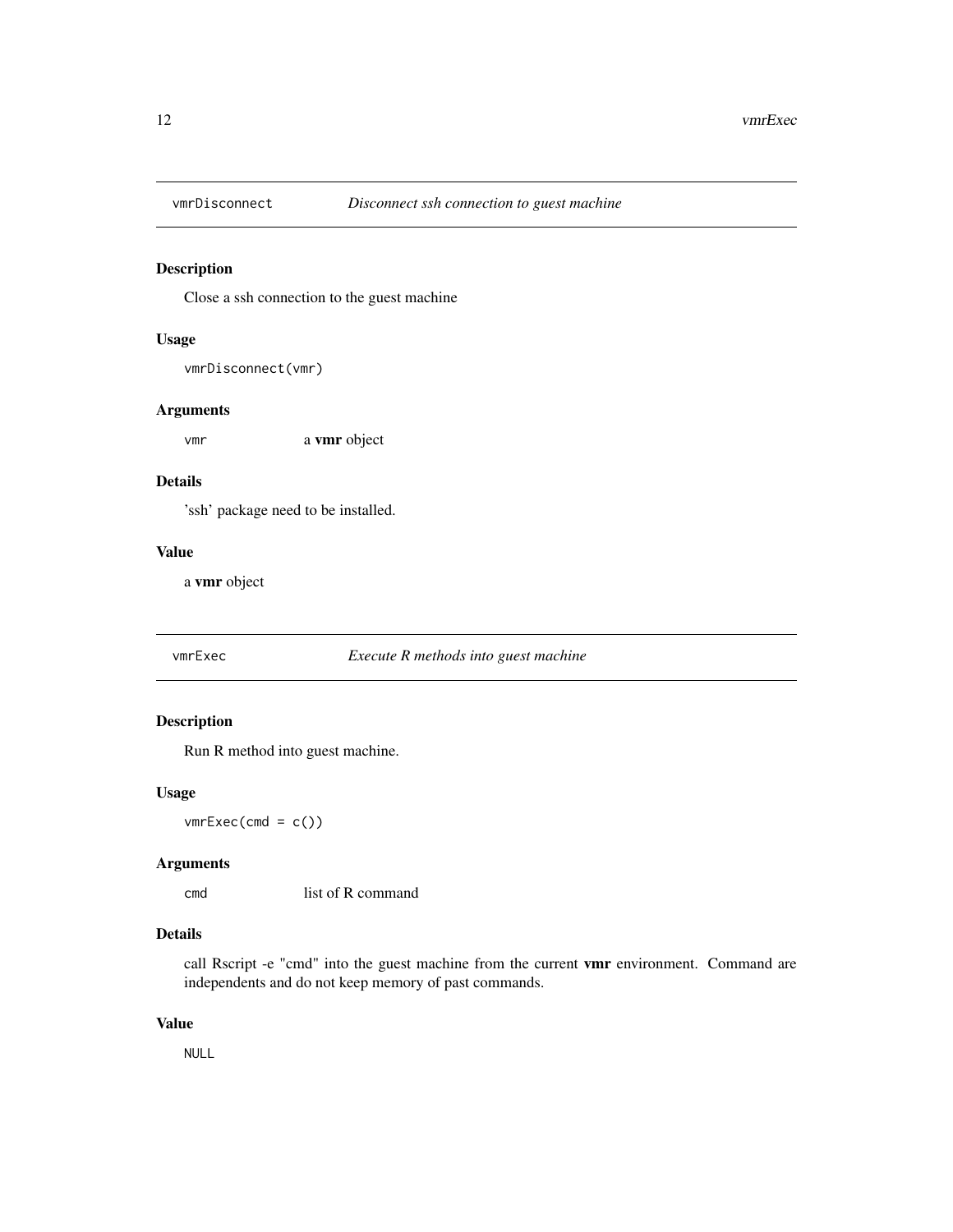## vmrDisconnect — *Disconnect ssh connection to guest machine*

### Description

Close a ssh connection to the guest machine

### Usage

```
vmrDisconnect(vmr)
```

### Arguments

| | |
|---|---|
| `vmr` | a **vmr** object |

### Details

'ssh' package need to be installed.

### Value

a **vmr** object

## vmrExec — *Execute R methods into guest machine*

### Description

Run R method into guest machine.

### Usage

```
vmrExec(cmd = c())
```

### Arguments

| | |
|---|---|
| `cmd` | list of R command |

### Details

call Rscript -e "cmd" into the guest machine from the current **vmr** environment. Command are independents and do not keep memory of past commands.

### Value

`NULL`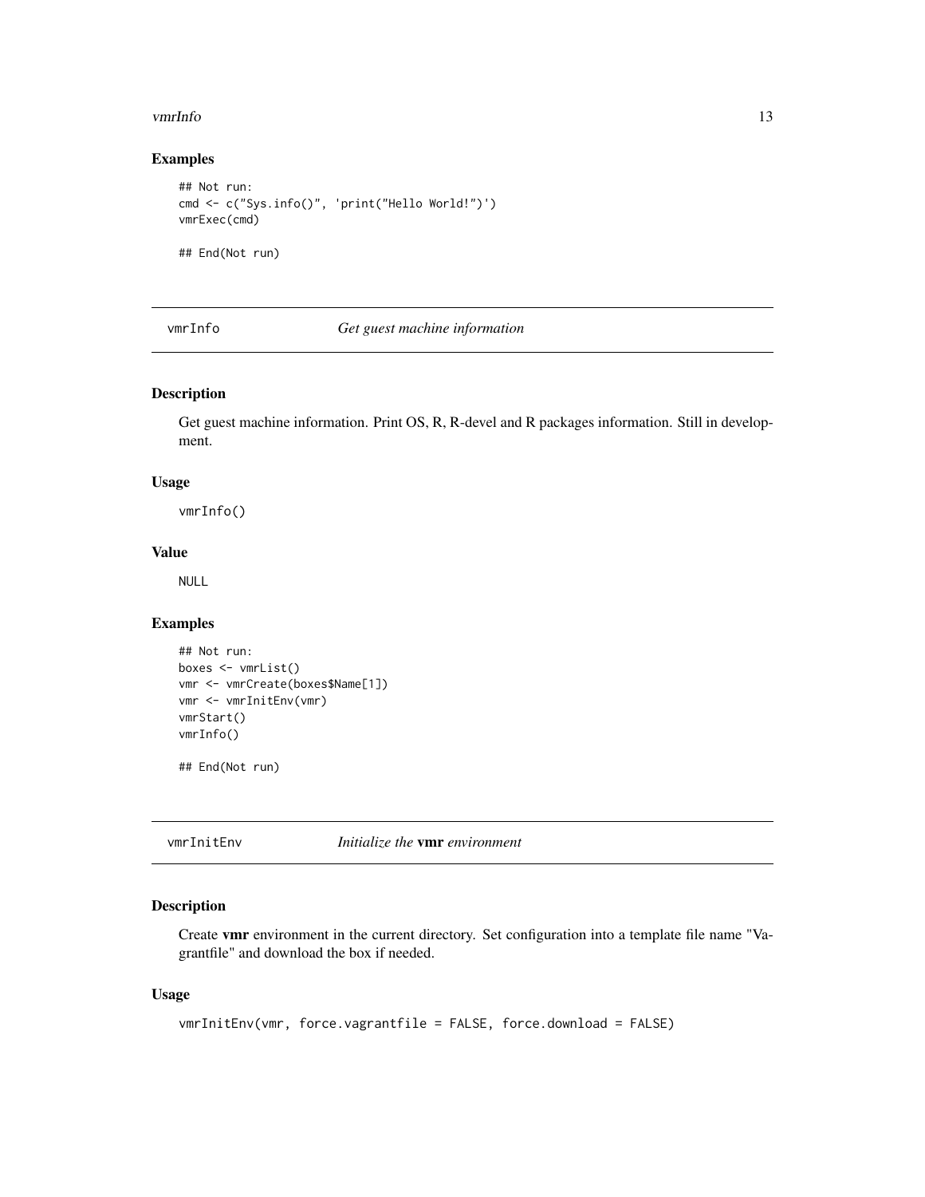### Examples

```
## Not run:
cmd <- c("Sys.info()", 'print("Hello World!")')
vmrExec(cmd)

## End(Not run)
```

---

## vmrInfo — *Get guest machine information*

### Description

Get guest machine information. Print OS, R, R-devel and R packages information. Still in development.

### Usage

```
vmrInfo()
```

### Value

NULL

### Examples

```
## Not run:
boxes <- vmrList()
vmr <- vmrCreate(boxes$Name[1])
vmr <- vmrInitEnv(vmr)
vmrStart()
vmrInfo()

## End(Not run)
```

---

## vmrInitEnv — *Initialize the* **vmr** *environment*

### Description

Create **vmr** environment in the current directory. Set configuration into a template file name "Vagrantfile" and download the box if needed.

### Usage

```
vmrInitEnv(vmr, force.vagrantfile = FALSE, force.download = FALSE)
```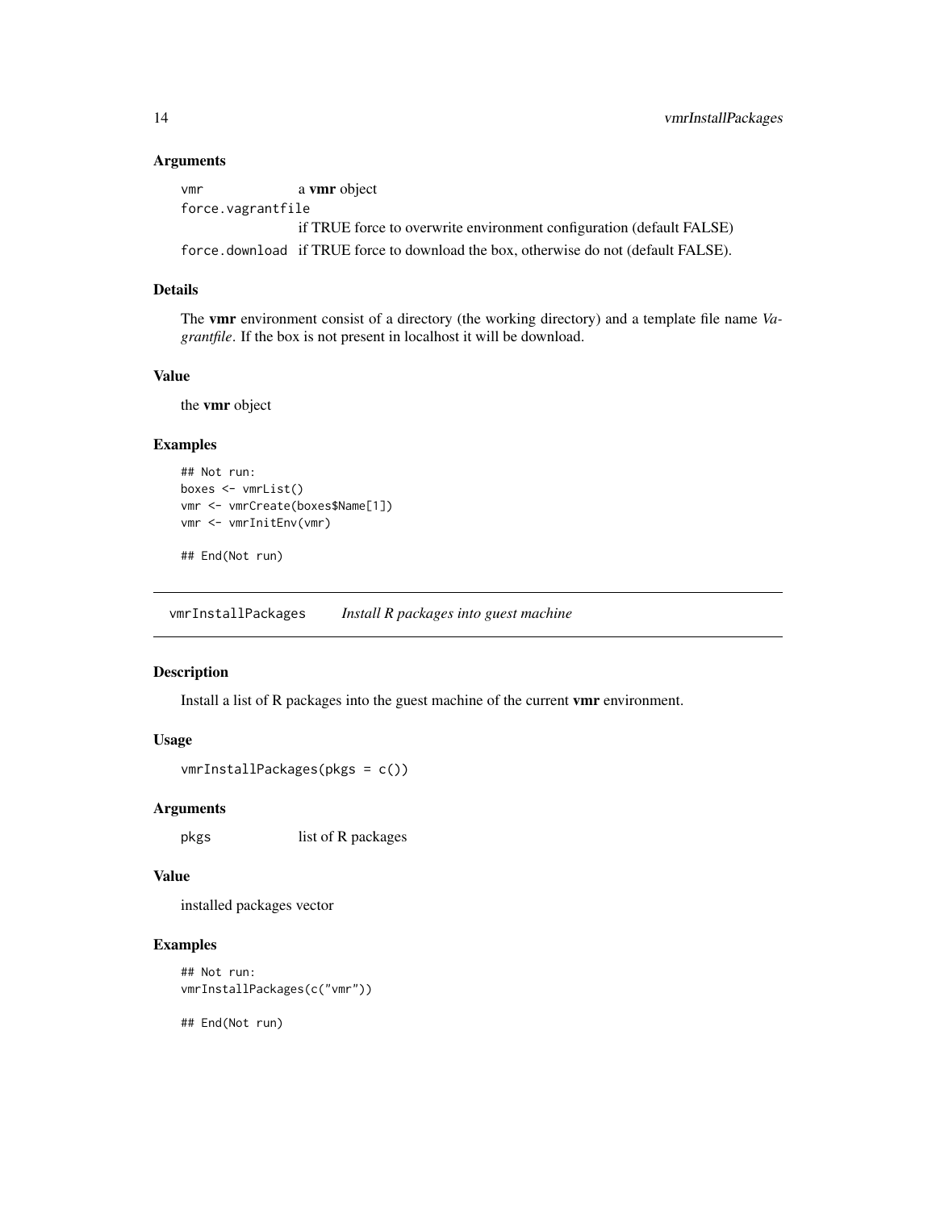### Arguments

| | |
|---|---|
| vmr | a **vmr** object |
| force.vagrantfile | if TRUE force to overwrite environment configuration (default FALSE) |
| force.download | if TRUE force to download the box, otherwise do not (default FALSE). |

### Details

The **vmr** environment consist of a directory (the working directory) and a template file name *Vagrantfile*. If the box is not present in localhost it will be download.

### Value

the **vmr** object

### Examples

```
## Not run:
boxes <- vmrList()
vmr <- vmrCreate(boxes$Name[1])
vmr <- vmrInitEnv(vmr)

## End(Not run)
```

---

## vmrInstallPackages *Install R packages into guest machine*

---

### Description

Install a list of R packages into the guest machine of the current **vmr** environment.

### Usage

```
vmrInstallPackages(pkgs = c())
```

### Arguments

| | |
|---|---|
| pkgs | list of R packages |

### Value

installed packages vector

### Examples

```
## Not run:
vmrInstallPackages(c("vmr"))

## End(Not run)
```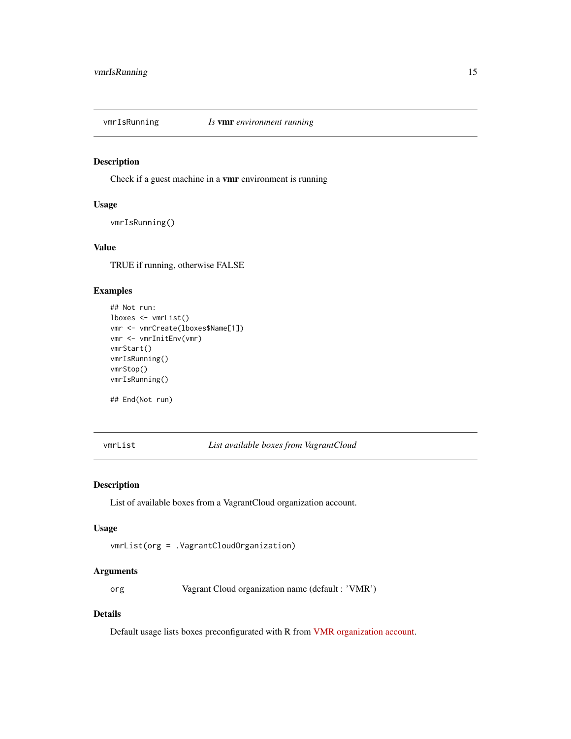## vmrIsRunning — *Is* **vmr** *environment running*

### Description

Check if a guest machine in a **vmr** environment is running

### Usage

```
vmrIsRunning()
```

### Value

TRUE if running, otherwise FALSE

### Examples

```
## Not run:
lboxes <- vmrList()
vmr <- vmrCreate(lboxes$Name[1])
vmr <- vmrInitEnv(vmr)
vmrStart()
vmrIsRunning()
vmrStop()
vmrIsRunning()

## End(Not run)
```

## vmrList — *List available boxes from VagrantCloud*

### Description

List of available boxes from a VagrantCloud organization account.

### Usage

```
vmrList(org = .VagrantCloudOrganization)
```

### Arguments

| | |
|---|---|
| `org` | Vagrant Cloud organization name (default : 'VMR') |

### Details

Default usage lists boxes preconfigurated with R from VMR organization account.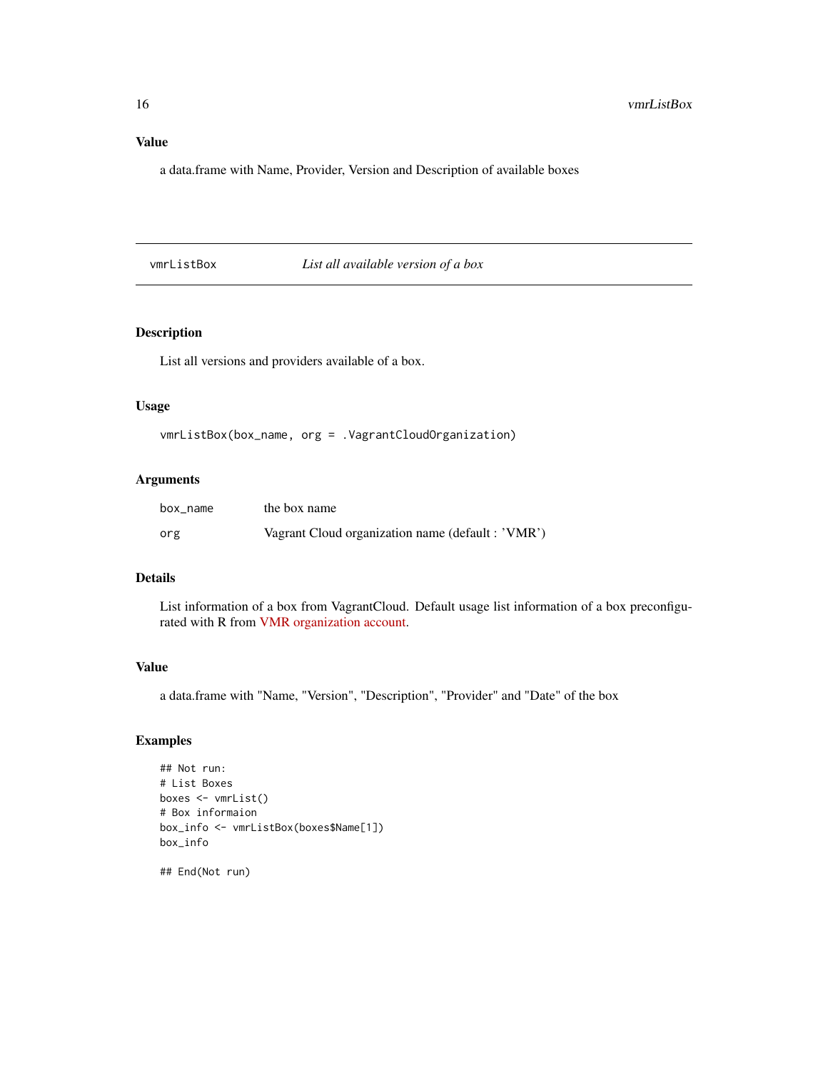## Value

a data.frame with Name, Provider, Version and Description of available boxes

---

## vmrListBox — *List all available version of a box*

---

### Description

List all versions and providers available of a box.

### Usage

```
vmrListBox(box_name, org = .VagrantCloudOrganization)
```

### Arguments

| | |
|---|---|
| box_name | the box name |
| org | Vagrant Cloud organization name (default : 'VMR') |

### Details

List information of a box from VagrantCloud. Default usage list information of a box preconfigurated with R from VMR organization account.

### Value

a data.frame with "Name, "Version", "Description", "Provider" and "Date" of the box

### Examples

```
## Not run:
# List Boxes
boxes <- vmrList()
# Box informaion
box_info <- vmrListBox(boxes$Name[1])
box_info

## End(Not run)
```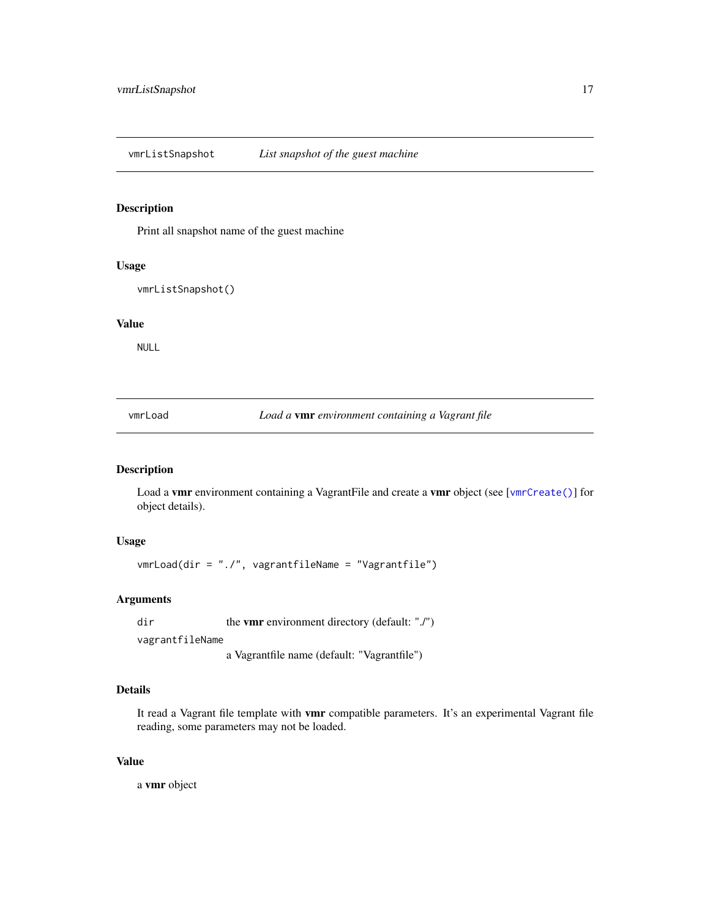## vmrListSnapshot — *List snapshot of the guest machine*

### Description

Print all snapshot name of the guest machine

### Usage

```
vmrListSnapshot()
```

### Value

NULL

## vmrLoad — *Load a **vmr** environment containing a Vagrant file*

### Description

Load a **vmr** environment containing a VagrantFile and create a **vmr** object (see [`vmrCreate()`] for object details).

### Usage

```
vmrLoad(dir = "./", vagrantfileName = "Vagrantfile")
```

### Arguments

| | |
|---|---|
| `dir` | the **vmr** environment directory (default: "./") |
| `vagrantfileName` | a Vagrantfile name (default: "Vagrantfile") |

### Details

It read a Vagrant file template with **vmr** compatible parameters. It's an experimental Vagrant file reading, some parameters may not be loaded.

### Value

a **vmr** object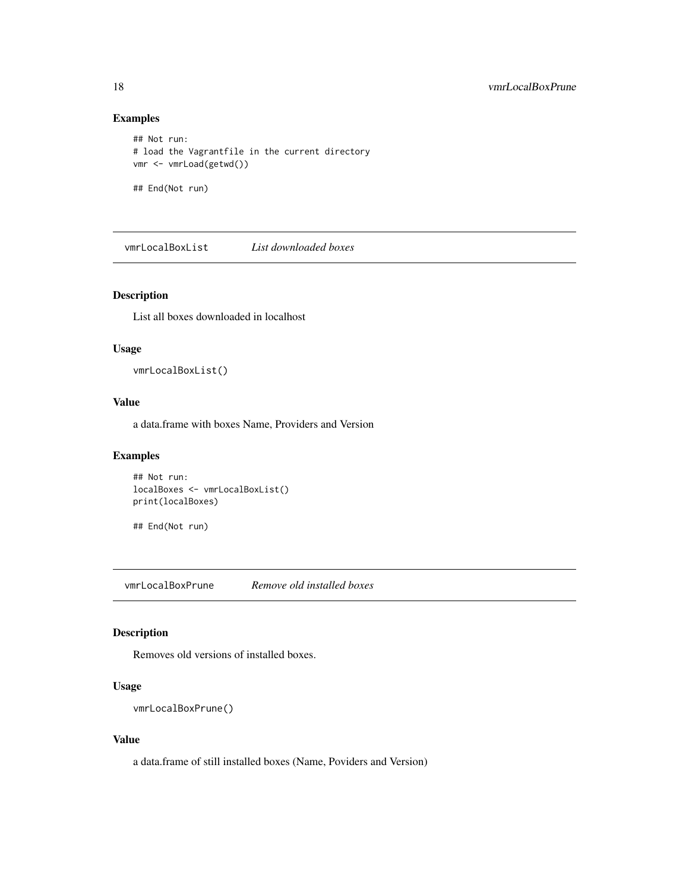### Examples

```
## Not run:
# load the Vagrantfile in the current directory
vmr <- vmrLoad(getwd())

## End(Not run)
```

---

## vmrLocalBoxList *List downloaded boxes*

### Description

List all boxes downloaded in localhost

### Usage

```
vmrLocalBoxList()
```

### Value

a data.frame with boxes Name, Providers and Version

### Examples

```
## Not run:
localBoxes <- vmrLocalBoxList()
print(localBoxes)

## End(Not run)
```

---

## vmrLocalBoxPrune *Remove old installed boxes*

### Description

Removes old versions of installed boxes.

### Usage

```
vmrLocalBoxPrune()
```

### Value

a data.frame of still installed boxes (Name, Poviders and Version)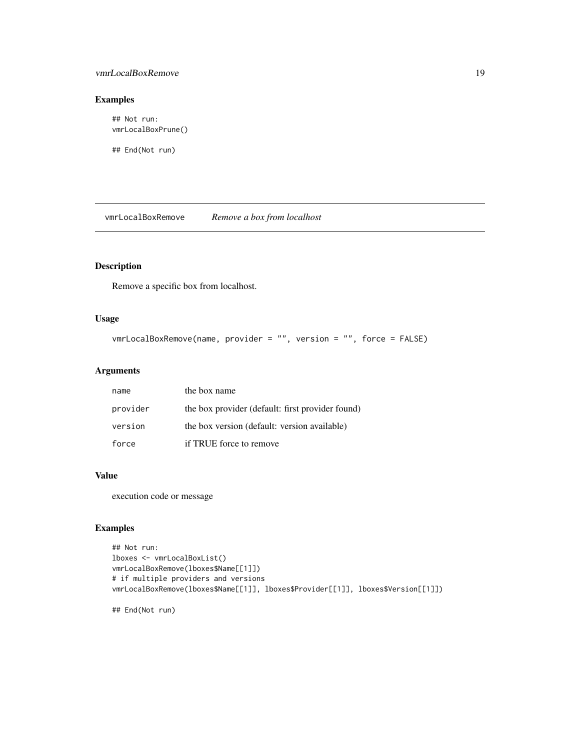## Examples

```
## Not run:
vmrLocalBoxPrune()

## End(Not run)
```

---

# vmrLocalBoxRemove — *Remove a box from localhost*

---

## Description

Remove a specific box from localhost.

## Usage

```
vmrLocalBoxRemove(name, provider = "", version = "", force = FALSE)
```

## Arguments

| | |
|---|---|
| `name` | the box name |
| `provider` | the box provider (default: first provider found) |
| `version` | the box version (default: version available) |
| `force` | if TRUE force to remove |

## Value

execution code or message

## Examples

```
## Not run:
lboxes <- vmrLocalBoxList()
vmrLocalBoxRemove(lboxes$Name[[1]])
# if multiple providers and versions
vmrLocalBoxRemove(lboxes$Name[[1]], lboxes$Provider[[1]], lboxes$Version[[1]])

## End(Not run)
```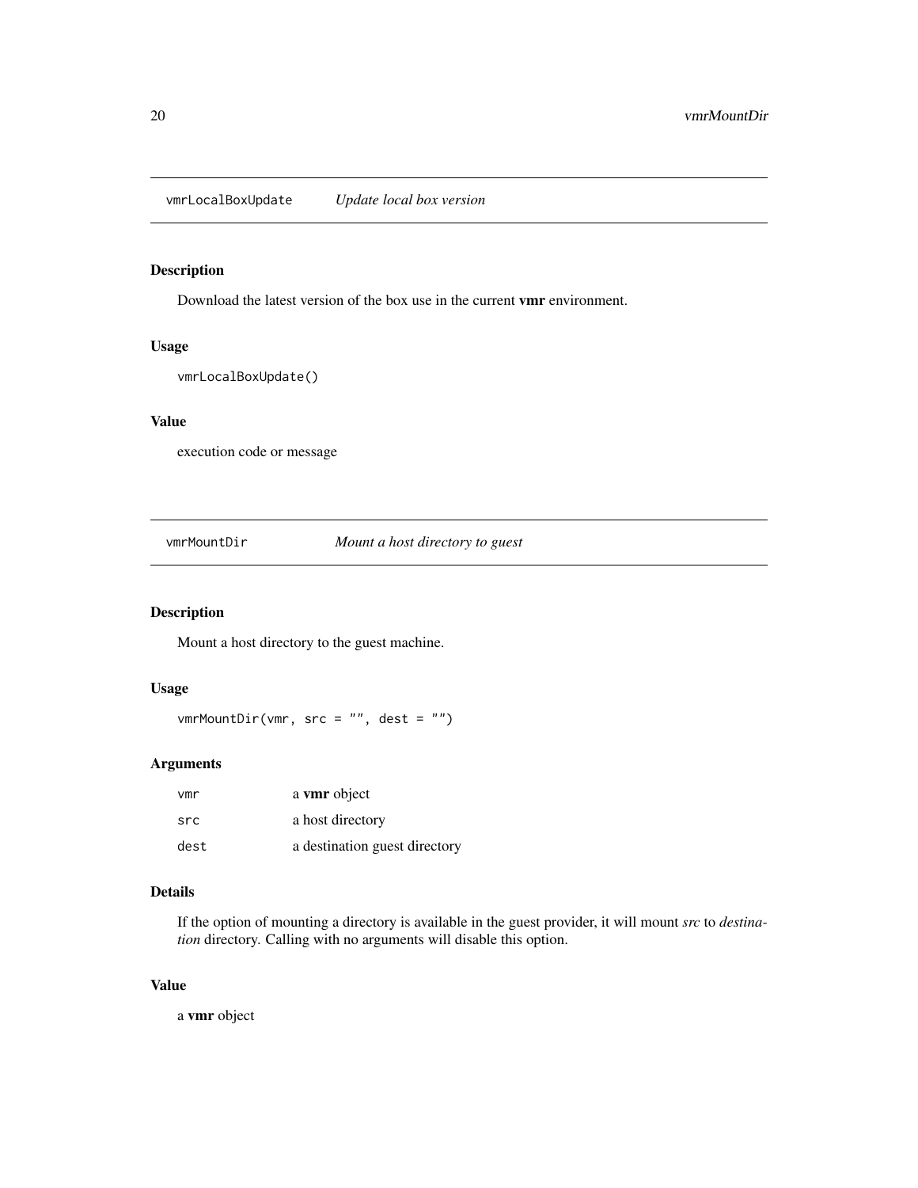## `vmrLocalBoxUpdate` *Update local box version*

### Description

Download the latest version of the box use in the current **vmr** environment.

### Usage

```
vmrLocalBoxUpdate()
```

### Value

execution code or message

## `vmrMountDir` *Mount a host directory to guest*

### Description

Mount a host directory to the guest machine.

### Usage

```
vmrMountDir(vmr, src = "", dest = "")
```

### Arguments

| | |
|---|---|
| `vmr` | a **vmr** object |
| `src` | a host directory |
| `dest` | a destination guest directory |

### Details

If the option of mounting a directory is available in the guest provider, it will mount *src* to *destination* directory. Calling with no arguments will disable this option.

### Value

a **vmr** object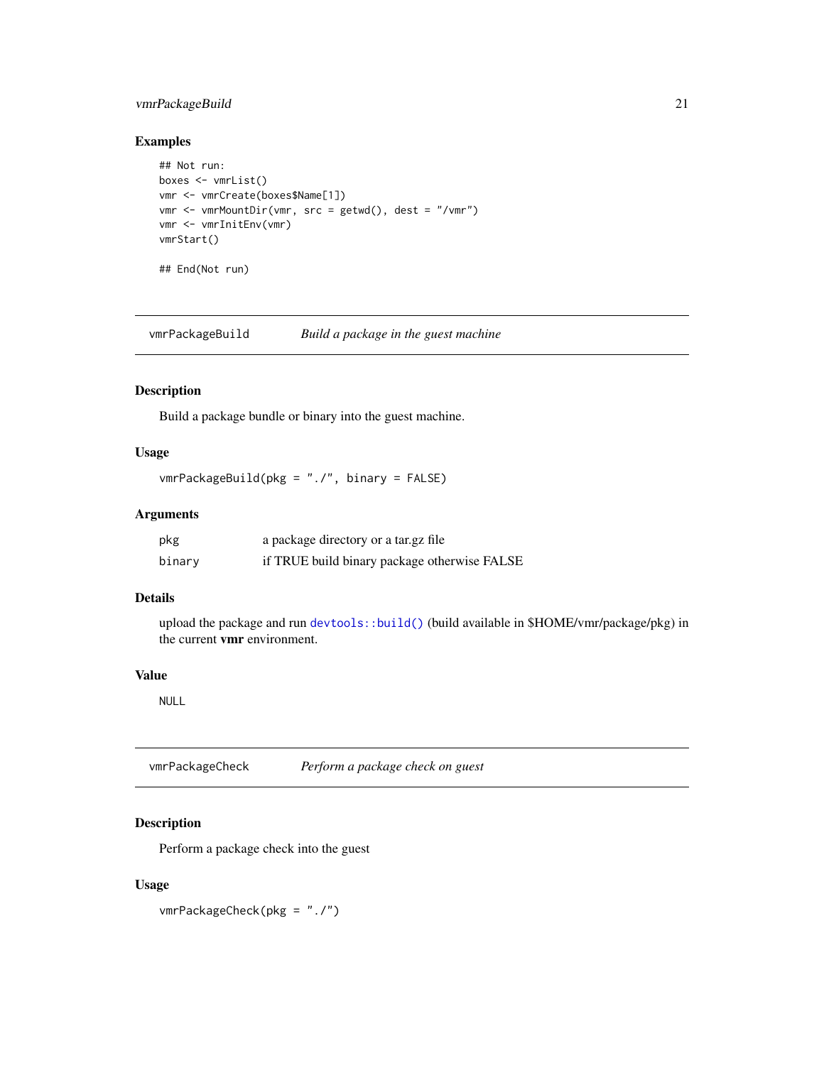### Examples

```
## Not run:
boxes <- vmrList()
vmr <- vmrCreate(boxes$Name[1])
vmr <- vmrMountDir(vmr, src = getwd(), dest = "/vmr")
vmr <- vmrInitEnv(vmr)
vmrStart()

## End(Not run)
```

---

## vmrPackageBuild — *Build a package in the guest machine*

### Description

Build a package bundle or binary into the guest machine.

### Usage

```
vmrPackageBuild(pkg = "./", binary = FALSE)
```

### Arguments

| | |
|---|---|
| pkg | a package directory or a tar.gz file |
| binary | if TRUE build binary package otherwise FALSE |

### Details

upload the package and run `devtools::build()` (build available in $HOME/vmr/package/pkg) in the current **vmr** environment.

### Value

NULL

---

## vmrPackageCheck — *Perform a package check on guest*

### Description

Perform a package check into the guest

### Usage

```
vmrPackageCheck(pkg = "./")
```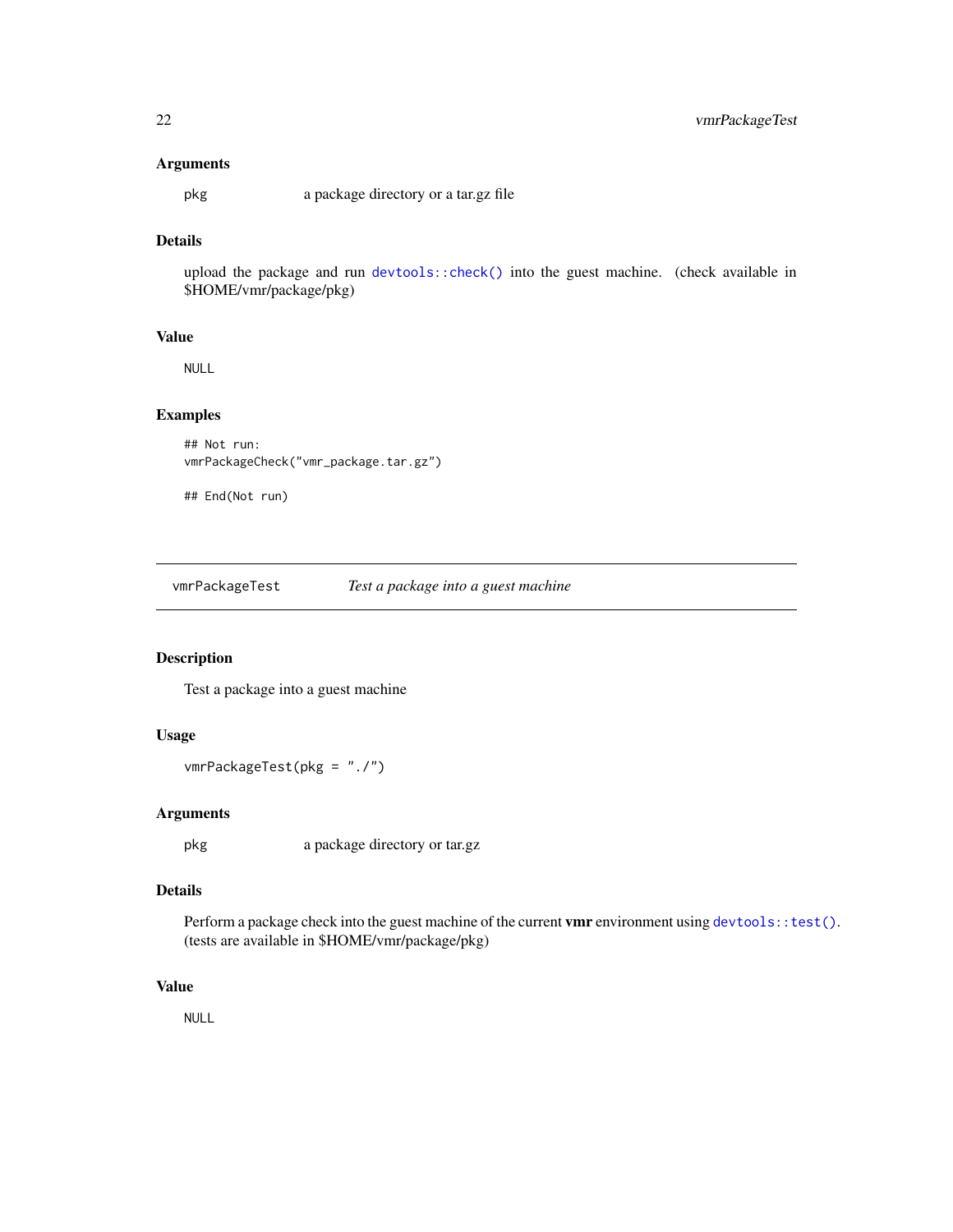### Arguments

pkg a package directory or a tar.gz file

### Details

upload the package and run `devtools::check()` into the guest machine. (check available in $HOME/vmr/package/pkg)

### Value

NULL

### Examples

```
## Not run:
vmrPackageCheck("vmr_package.tar.gz")

## End(Not run)
```

---

## vmrPackageTest *Test a package into a guest machine*

---

### Description

Test a package into a guest machine

### Usage

```
vmrPackageTest(pkg = "./")
```

### Arguments

pkg a package directory or tar.gz

### Details

Perform a package check into the guest machine of the current **vmr** environment using `devtools::test()`. (tests are available in $HOME/vmr/package/pkg)

### Value

NULL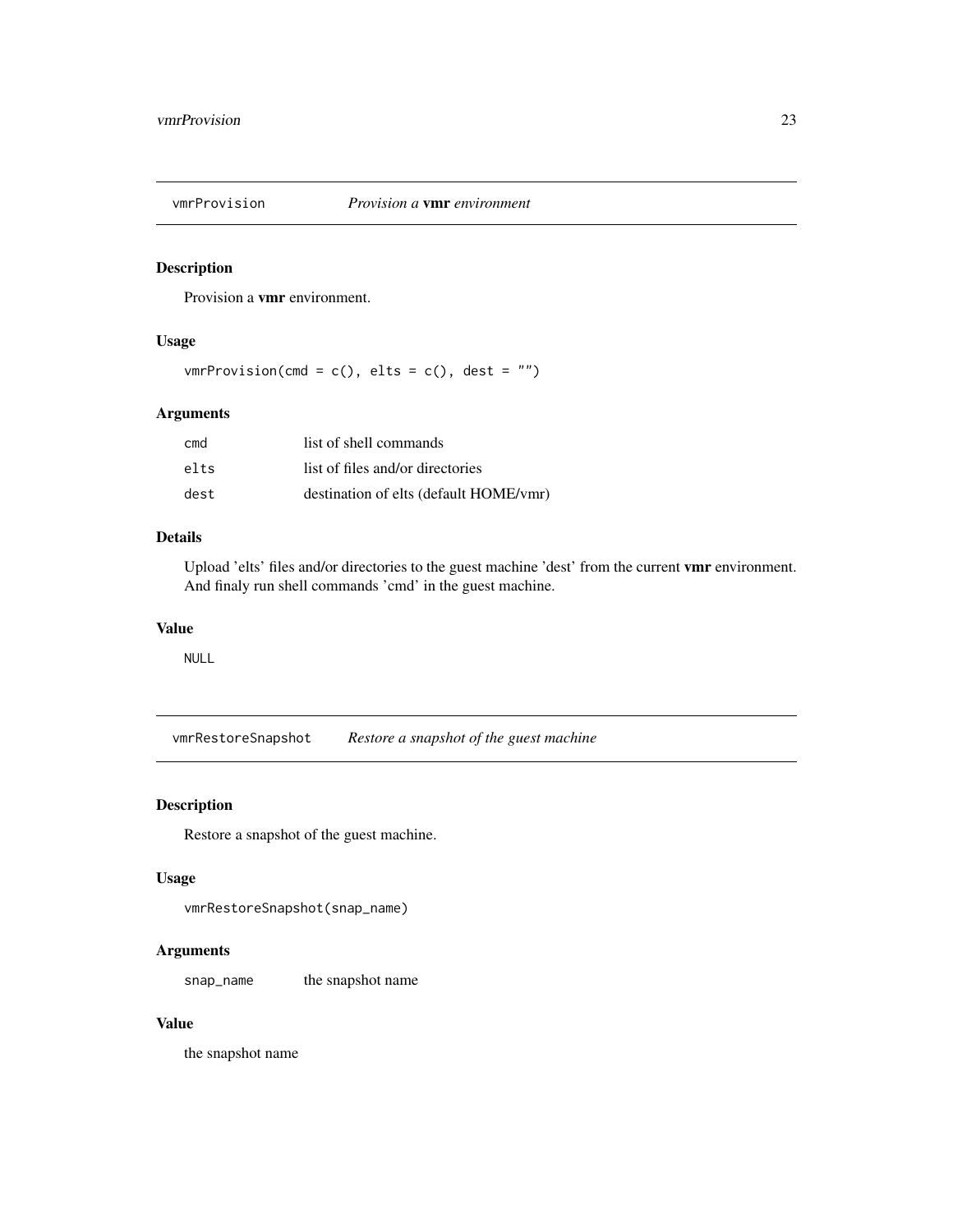## vmrProvision — *Provision a* **vmr** *environment*

### Description

Provision a **vmr** environment.

### Usage

```
vmrProvision(cmd = c(), elts = c(), dest = "")
```

### Arguments

| | |
|---|---|
| `cmd` | list of shell commands |
| `elts` | list of files and/or directories |
| `dest` | destination of elts (default HOME/vmr) |

### Details

Upload 'elts' files and/or directories to the guest machine 'dest' from the current **vmr** environment. And finaly run shell commands 'cmd' in the guest machine.

### Value

`NULL`

## vmrRestoreSnapshot — *Restore a snapshot of the guest machine*

### Description

Restore a snapshot of the guest machine.

### Usage

```
vmrRestoreSnapshot(snap_name)
```

### Arguments

| | |
|---|---|
| `snap_name` | the snapshot name |

### Value

the snapshot name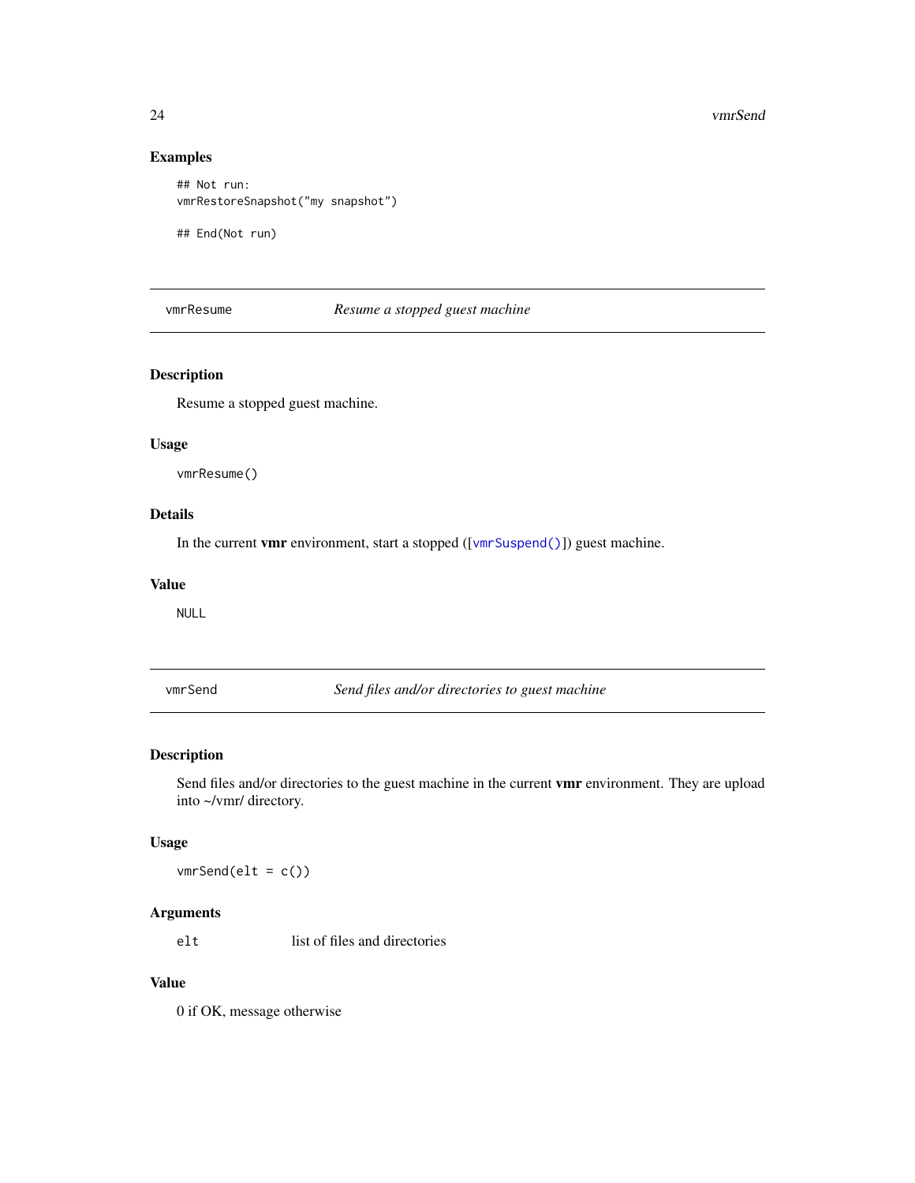## Examples

```
## Not run:
vmrRestoreSnapshot("my snapshot")

## End(Not run)
```

---

## vmrResume — *Resume a stopped guest machine*

### Description

Resume a stopped guest machine.

### Usage

```
vmrResume()
```

### Details

In the current **vmr** environment, start a stopped ([vmrSuspend()]) guest machine.

### Value

NULL

---

## vmrSend — *Send files and/or directories to guest machine*

### Description

Send files and/or directories to the guest machine in the current **vmr** environment. They are upload into ~/vmr/ directory.

### Usage

```
vmrSend(elt = c())
```

### Arguments

| | |
|---|---|
| elt | list of files and directories |

### Value

0 if OK, message otherwise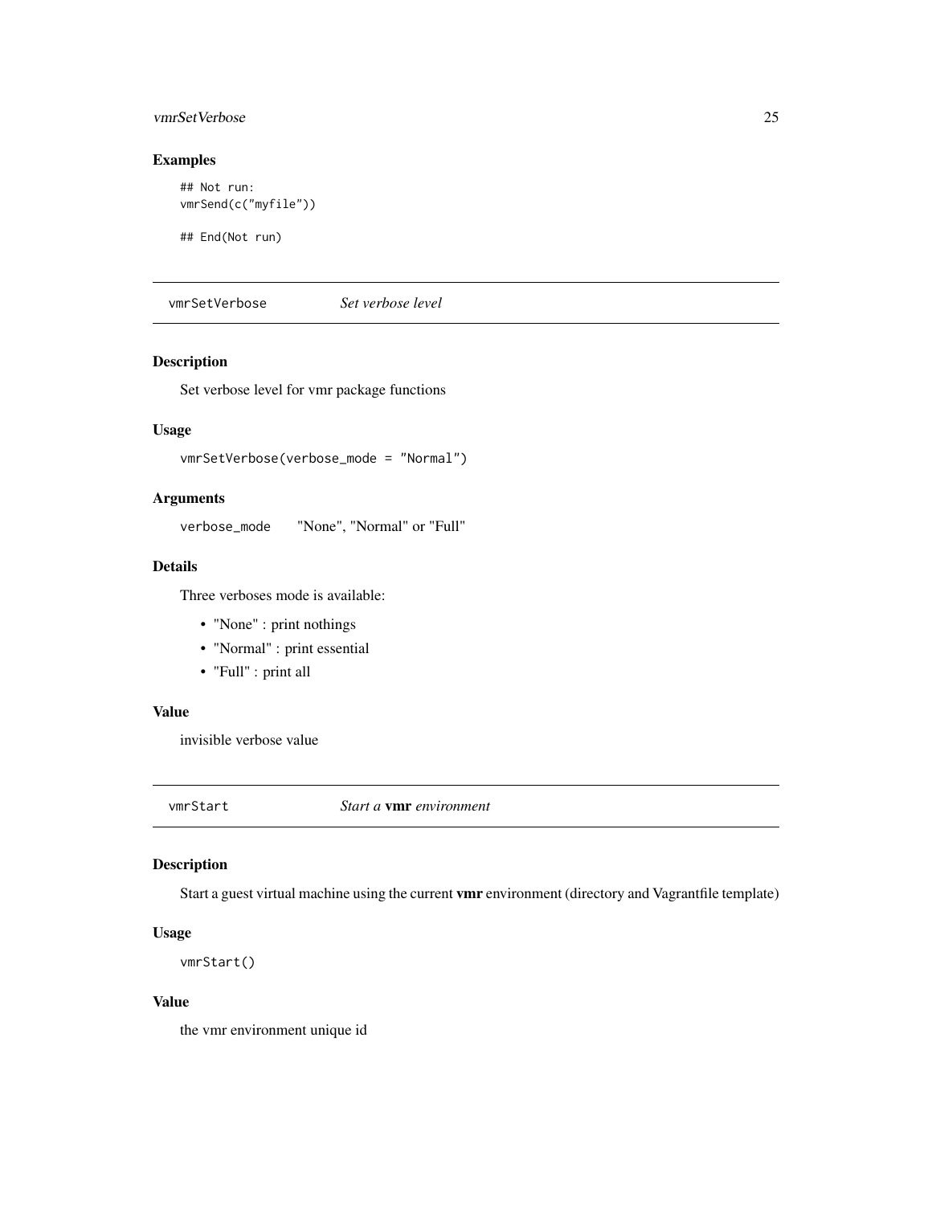### Examples

```
## Not run:
vmrSend(c("myfile"))

## End(Not run)
```

## vmrSetVerbose *Set verbose level*

### Description

Set verbose level for vmr package functions

### Usage

```
vmrSetVerbose(verbose_mode = "Normal")
```

### Arguments

`verbose_mode` "None", "Normal" or "Full"

### Details

Three verboses mode is available:

- "None" : print nothings
- "Normal" : print essential
- "Full" : print all

### Value

invisible verbose value

## vmrStart *Start a **vmr** environment*

### Description

Start a guest virtual machine using the current **vmr** environment (directory and Vagrantfile template)

### Usage

```
vmrStart()
```

### Value

the vmr environment unique id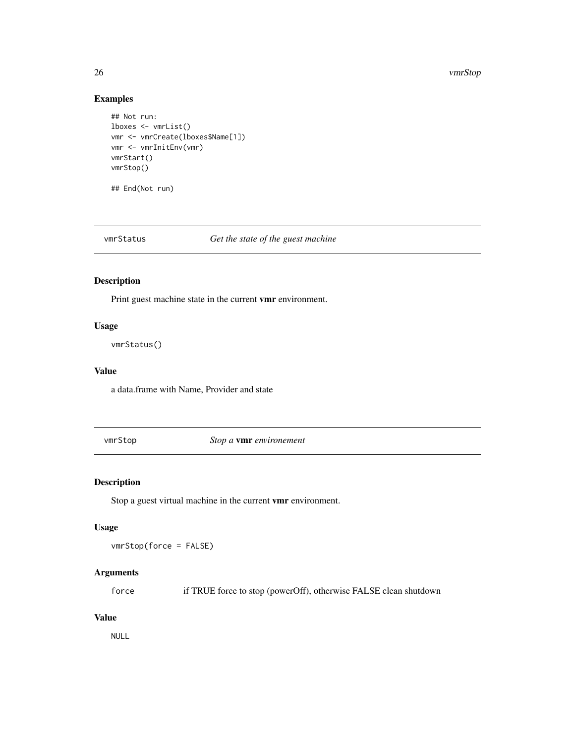### Examples

```
## Not run:
lboxes <- vmrList()
vmr <- vmrCreate(lboxes$Name[1])
vmr <- vmrInitEnv(vmr)
vmrStart()
vmrStop()

## End(Not run)
```

---

## vmrStatus — *Get the state of the guest machine*

### Description

Print guest machine state in the current **vmr** environment.

### Usage

```
vmrStatus()
```

### Value

a data.frame with Name, Provider and state

---

## vmrStop — *Stop a* **vmr** *environement*

### Description

Stop a guest virtual machine in the current **vmr** environment.

### Usage

```
vmrStop(force = FALSE)
```

### Arguments

`force` if TRUE force to stop (powerOff), otherwise FALSE clean shutdown

### Value

NULL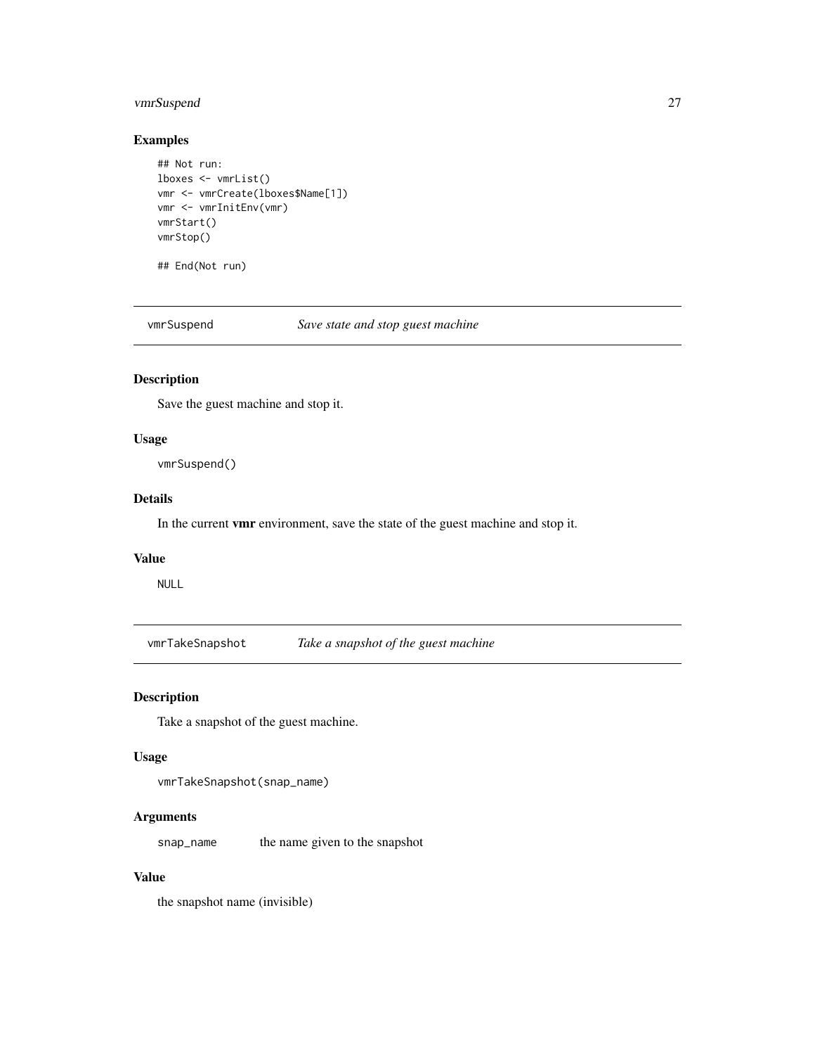### Examples

```
## Not run:
lboxes <- vmrList()
vmr <- vmrCreate(lboxes$Name[1])
vmr <- vmrInitEnv(vmr)
vmrStart()
vmrStop()

## End(Not run)
```

---

## vmrSuspend — *Save state and stop guest machine*

---

### Description

Save the guest machine and stop it.

### Usage

```
vmrSuspend()
```

### Details

In the current **vmr** environment, save the state of the guest machine and stop it.

### Value

`NULL`

---

## vmrTakeSnapshot — *Take a snapshot of the guest machine*

---

### Description

Take a snapshot of the guest machine.

### Usage

```
vmrTakeSnapshot(snap_name)
```

### Arguments

| | |
|---|---|
| `snap_name` | the name given to the snapshot |

### Value

the snapshot name (invisible)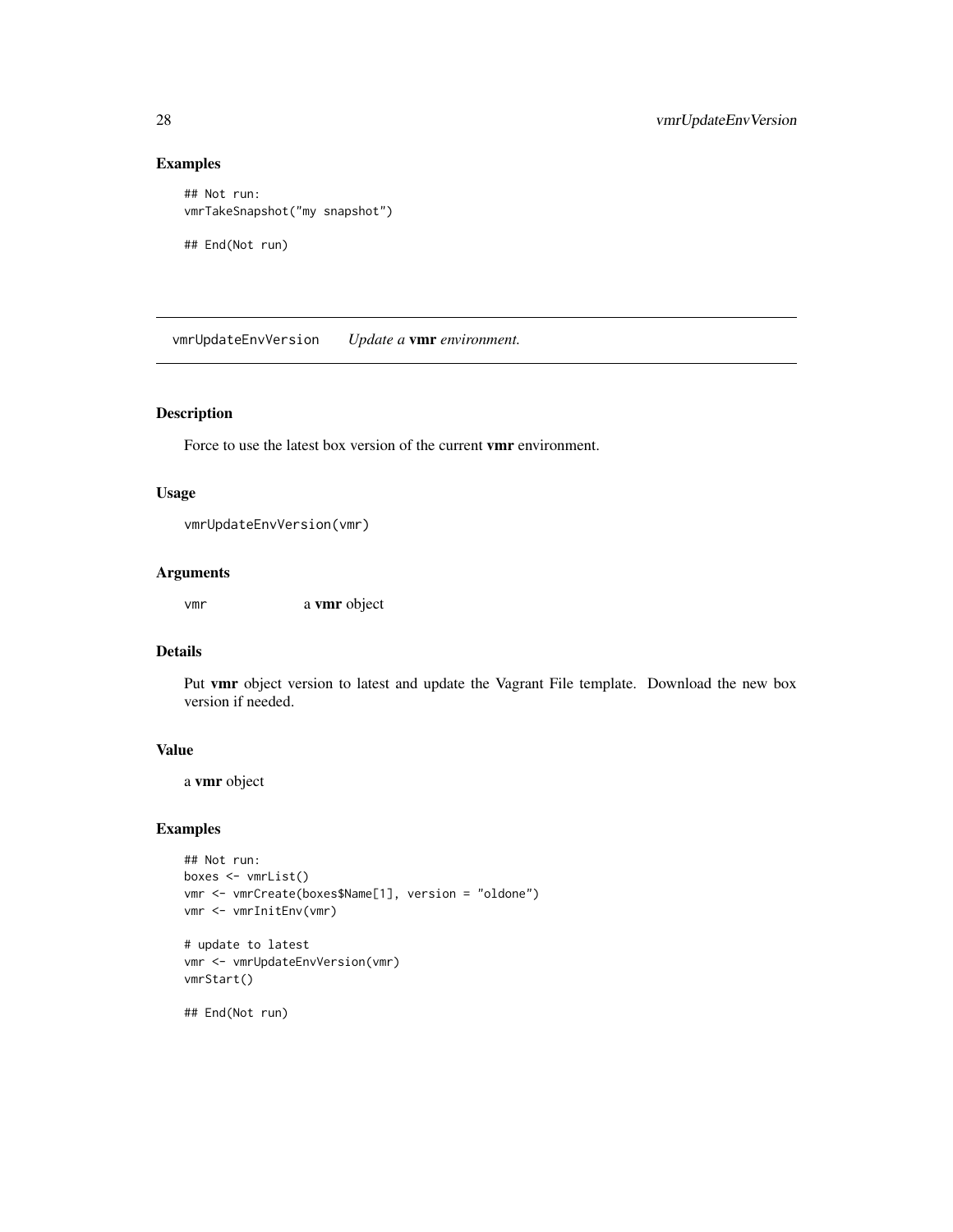### Examples

```
## Not run:
vmrTakeSnapshot("my snapshot")

## End(Not run)
```

---

## vmrUpdateEnvVersion — *Update a* **vmr** *environment.*

---

### Description

Force to use the latest box version of the current **vmr** environment.

### Usage

```
vmrUpdateEnvVersion(vmr)
```

### Arguments

| | |
|---|---|
| `vmr` | a **vmr** object |

### Details

Put **vmr** object version to latest and update the Vagrant File template. Download the new box version if needed.

### Value

a **vmr** object

### Examples

```
## Not run:
boxes <- vmrList()
vmr <- vmrCreate(boxes$Name[1], version = "oldone")
vmr <- vmrInitEnv(vmr)

# update to latest
vmr <- vmrUpdateEnvVersion(vmr)
vmrStart()

## End(Not run)
```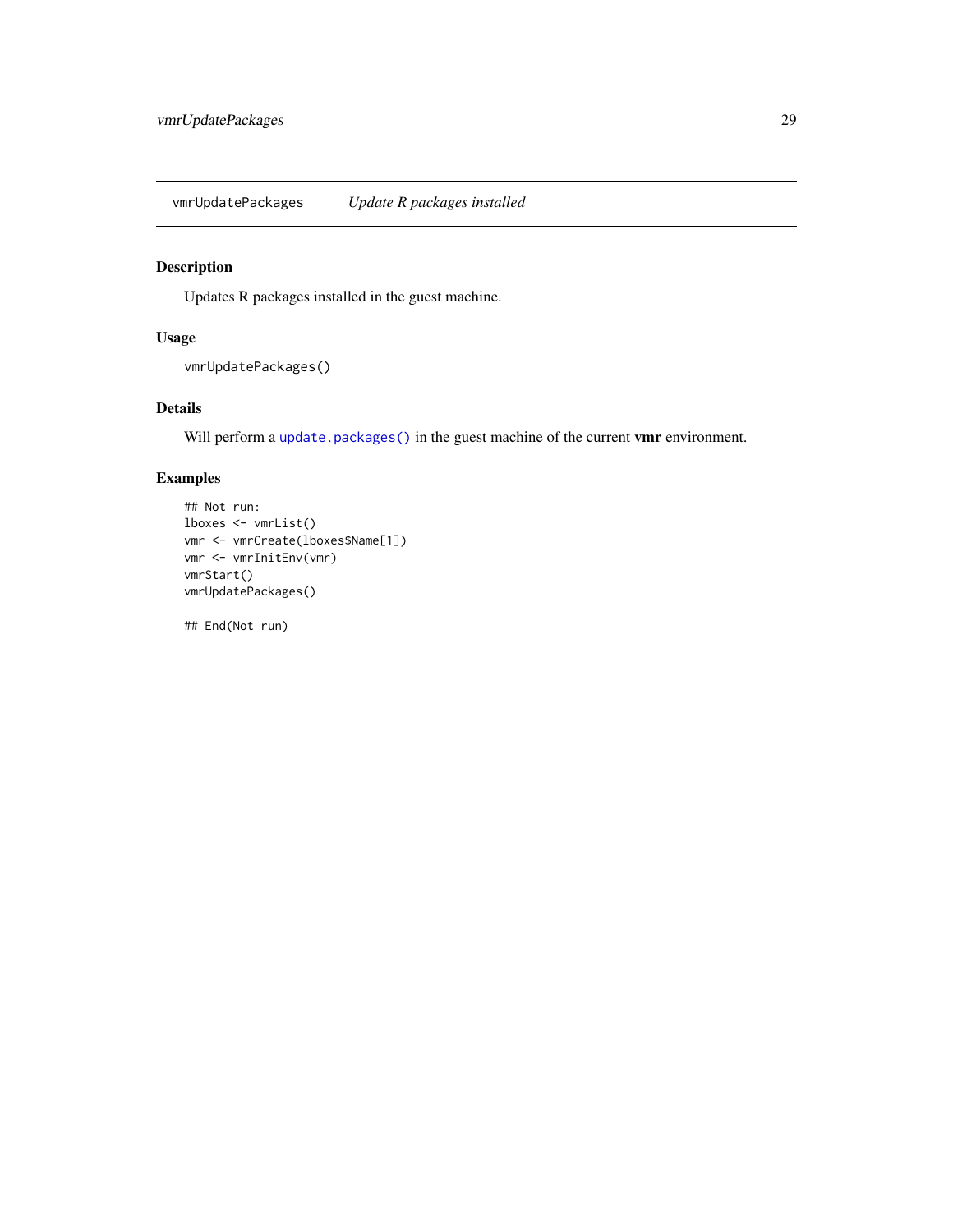## vmrUpdatePackages — *Update R packages installed*

### Description

Updates R packages installed in the guest machine.

### Usage

```
vmrUpdatePackages()
```

### Details

Will perform a `update.packages()` in the guest machine of the current **vmr** environment.

### Examples

```
## Not run:
lboxes <- vmrList()
vmr <- vmrCreate(lboxes$Name[1])
vmr <- vmrInitEnv(vmr)
vmrStart()
vmrUpdatePackages()

## End(Not run)
```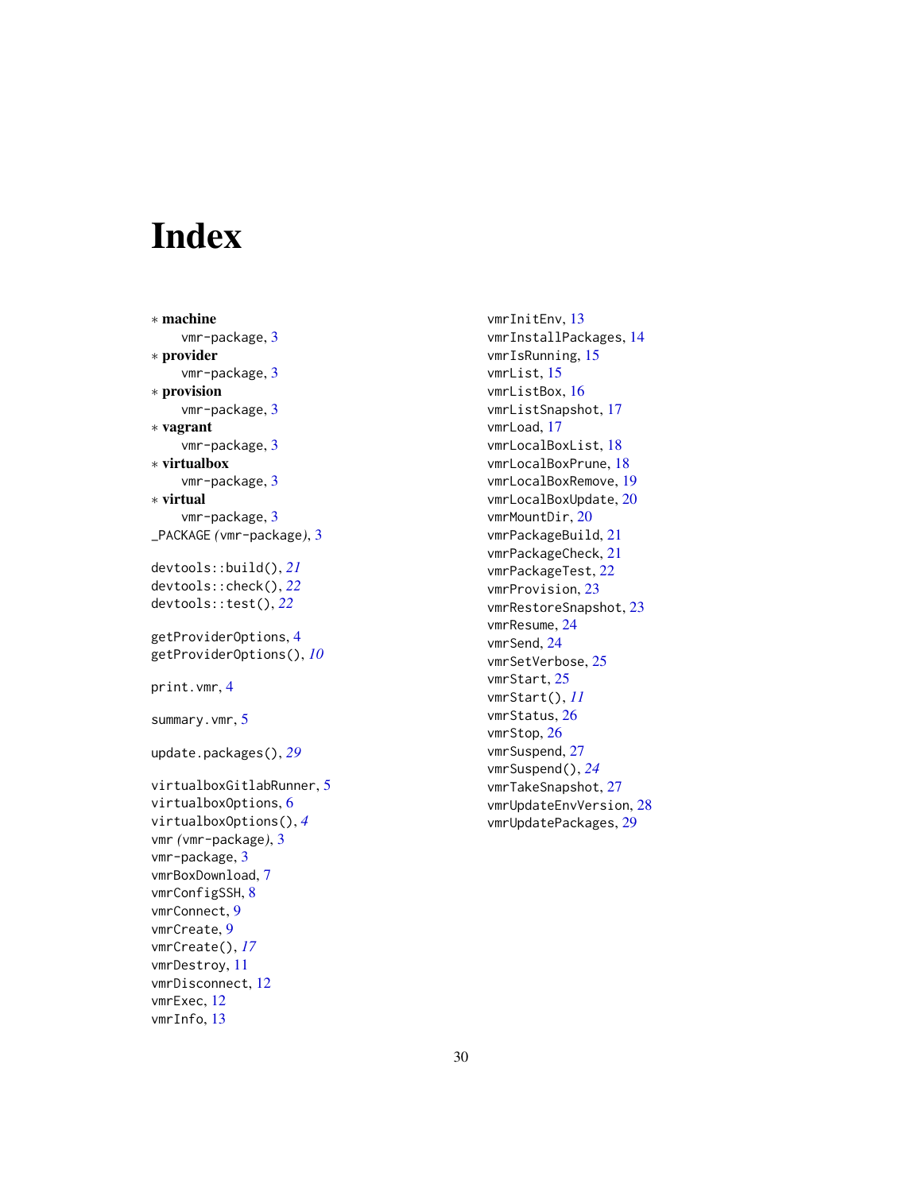# Index

∗ **machine**
    vmr-package, 3
∗ **provider**
    vmr-package, 3
∗ **provision**
    vmr-package, 3
∗ **vagrant**
    vmr-package, 3
∗ **virtualbox**
    vmr-package, 3
∗ **virtual**
    vmr-package, 3
_PACKAGE *(*vmr-package*)*, 3

devtools::build(), *21*
devtools::check(), *22*
devtools::test(), *22*

getProviderOptions, 4
getProviderOptions(), *10*

print.vmr, 4

summary.vmr, 5

update.packages(), *29*

virtualboxGitlabRunner, 5
virtualboxOptions, 6
virtualboxOptions(), *4*
vmr *(*vmr-package*)*, 3
vmr-package, 3
vmrBoxDownload, 7
vmrConfigSSH, 8
vmrConnect, 9
vmrCreate, 9
vmrCreate(), *17*
vmrDestroy, 11
vmrDisconnect, 12
vmrExec, 12
vmrInfo, 13
vmrInitEnv, 13
vmrInstallPackages, 14
vmrIsRunning, 15
vmrList, 15
vmrListBox, 16
vmrListSnapshot, 17
vmrLoad, 17
vmrLocalBoxList, 18
vmrLocalBoxPrune, 18
vmrLocalBoxRemove, 19
vmrLocalBoxUpdate, 20
vmrMountDir, 20
vmrPackageBuild, 21
vmrPackageCheck, 21
vmrPackageTest, 22
vmrProvision, 23
vmrRestoreSnapshot, 23
vmrResume, 24
vmrSend, 24
vmrSetVerbose, 25
vmrStart, 25
vmrStart(), *11*
vmrStatus, 26
vmrStop, 26
vmrSuspend, 27
vmrSuspend(), *24*
vmrTakeSnapshot, 27
vmrUpdateEnvVersion, 28
vmrUpdatePackages, 29